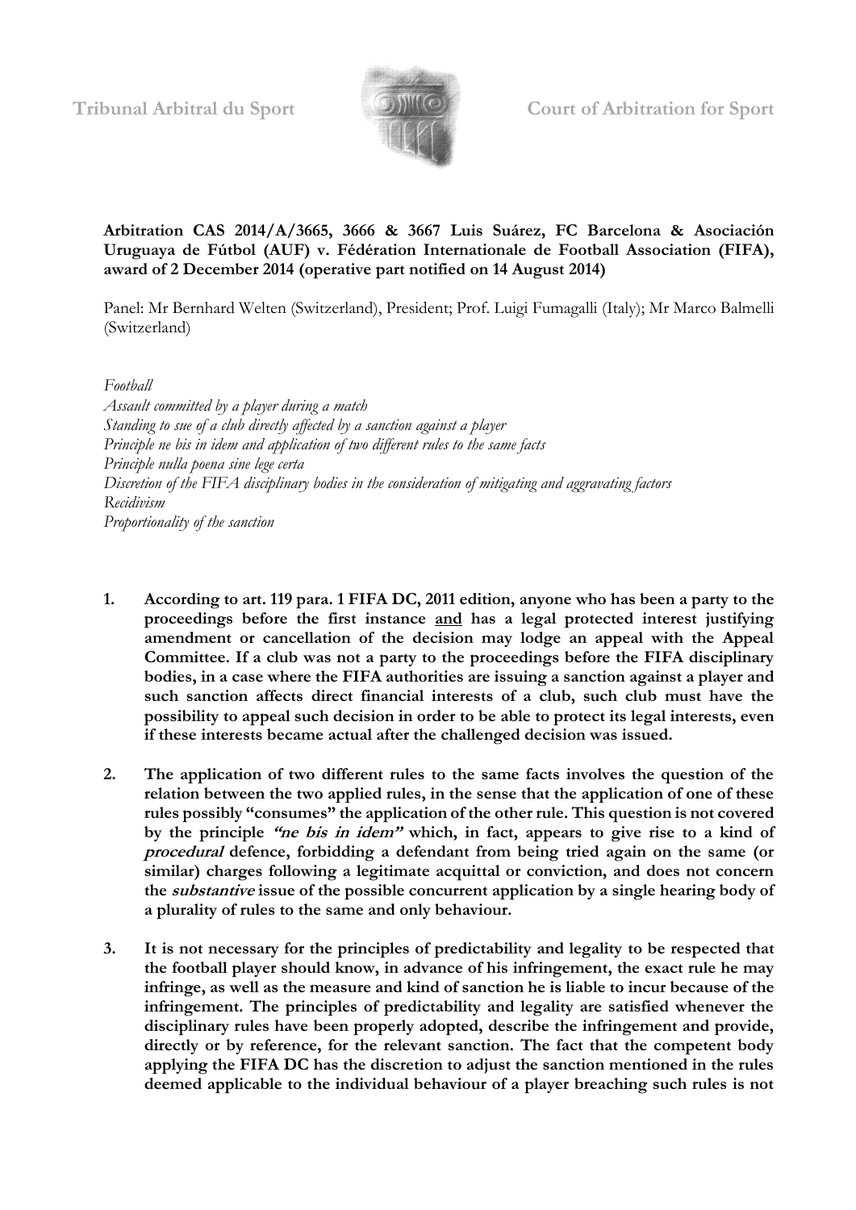Tribunal Arbitral du Sport Court of Arbitration for Sport

**Arbitration CAS 2014/A/3665, 3666 & 3667 Luis Suárez, FC Barcelona & Asociación Uruguaya de Fútbol (AUF) v. Fédération Internationale de Football Association (FIFA), award of 2 December 2014 (operative part notified on 14 August 2014)**

Panel: Mr Bernhard Welten (Switzerland), President; Prof. Luigi Fumagalli (Italy); Mr Marco Balmelli (Switzerland)

*Football*
*Assault committed by a player during a match*
*Standing to sue of a club directly affected by a sanction against a player*
*Principle ne bis in idem and application of two different rules to the same facts*
*Principle nulla poena sine lege certa*
*Discretion of the FIFA disciplinary bodies in the consideration of mitigating and aggravating factors*
*Recidivism*
*Proportionality of the sanction*

1. **According to art. 119 para. 1 FIFA DC, 2011 edition, anyone who has been a party to the proceedings before the first instance <u>and</u> has a legal protected interest justifying amendment or cancellation of the decision may lodge an appeal with the Appeal Committee. If a club was not a party to the proceedings before the FIFA disciplinary bodies, in a case where the FIFA authorities are issuing a sanction against a player and such sanction affects direct financial interests of a club, such club must have the possibility to appeal such decision in order to be able to protect its legal interests, even if these interests became actual after the challenged decision was issued.**

2. **The application of two different rules to the same facts involves the question of the relation between the two applied rules, in the sense that the application of one of these rules possibly "consumes" the application of the other rule. This question is not covered by the principle *"ne bis in idem"* which, in fact, appears to give rise to a kind of *procedural* defence, forbidding a defendant from being tried again on the same (or similar) charges following a legitimate acquittal or conviction, and does not concern the *substantive* issue of the possible concurrent application by a single hearing body of a plurality of rules to the same and only behaviour.**

3. **It is not necessary for the principles of predictability and legality to be respected that the football player should know, in advance of his infringement, the exact rule he may infringe, as well as the measure and kind of sanction he is liable to incur because of the infringement. The principles of predictability and legality are satisfied whenever the disciplinary rules have been properly adopted, describe the infringement and provide, directly or by reference, for the relevant sanction. The fact that the competent body applying the FIFA DC has the discretion to adjust the sanction mentioned in the rules deemed applicable to the individual behaviour of a player breaching such rules is not**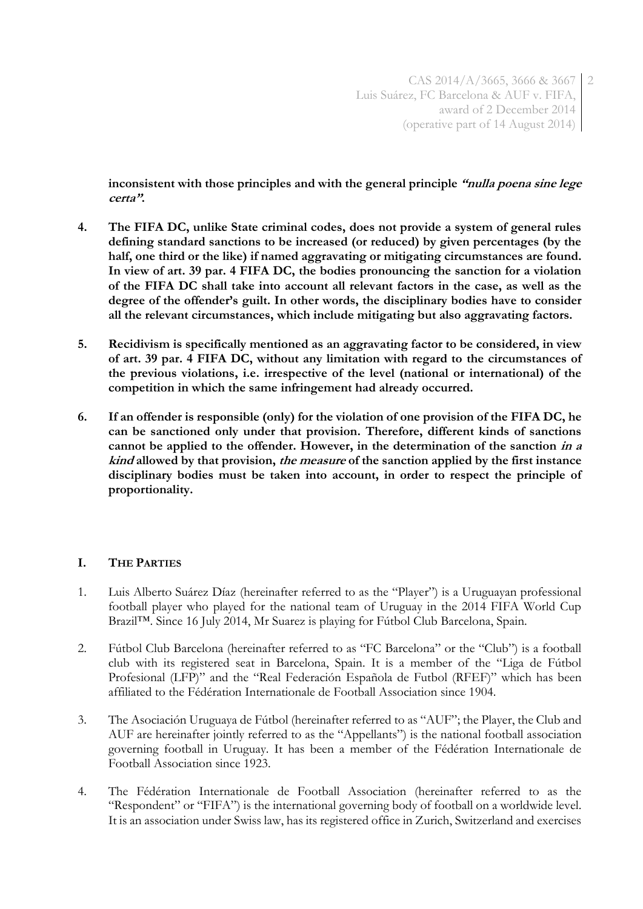**inconsistent with those principles and with the general principle *"nulla poena sine lege certa"*.**

4. **The FIFA DC, unlike State criminal codes, does not provide a system of general rules defining standard sanctions to be increased (or reduced) by given percentages (by the half, one third or the like) if named aggravating or mitigating circumstances are found. In view of art. 39 par. 4 FIFA DC, the bodies pronouncing the sanction for a violation of the FIFA DC shall take into account all relevant factors in the case, as well as the degree of the offender's guilt. In other words, the disciplinary bodies have to consider all the relevant circumstances, which include mitigating but also aggravating factors.**

5. **Recidivism is specifically mentioned as an aggravating factor to be considered, in view of art. 39 par. 4 FIFA DC, without any limitation with regard to the circumstances of the previous violations, i.e. irrespective of the level (national or international) of the competition in which the same infringement had already occurred.**

6. **If an offender is responsible (only) for the violation of one provision of the FIFA DC, he can be sanctioned only under that provision. Therefore, different kinds of sanctions cannot be applied to the offender. However, in the determination of the sanction *in a kind* allowed by that provision, *the measure* of the sanction applied by the first instance disciplinary bodies must be taken into account, in order to respect the principle of proportionality.**

## I. THE PARTIES

1. Luis Alberto Suárez Díaz (hereinafter referred to as the "Player") is a Uruguayan professional football player who played for the national team of Uruguay in the 2014 FIFA World Cup Brazil™. Since 16 July 2014, Mr Suarez is playing for Fútbol Club Barcelona, Spain.

2. Fútbol Club Barcelona (hereinafter referred to as "FC Barcelona" or the "Club") is a football club with its registered seat in Barcelona, Spain. It is a member of the "Liga de Fútbol Profesional (LFP)" and the "Real Federación Española de Futbol (RFEF)" which has been affiliated to the Fédération Internationale de Football Association since 1904.

3. The Asociación Uruguaya de Fútbol (hereinafter referred to as "AUF"; the Player, the Club and AUF are hereinafter jointly referred to as the "Appellants") is the national football association governing football in Uruguay. It has been a member of the Fédération Internationale de Football Association since 1923.

4. The Fédération Internationale de Football Association (hereinafter referred to as the "Respondent" or "FIFA") is the international governing body of football on a worldwide level. It is an association under Swiss law, has its registered office in Zurich, Switzerland and exercises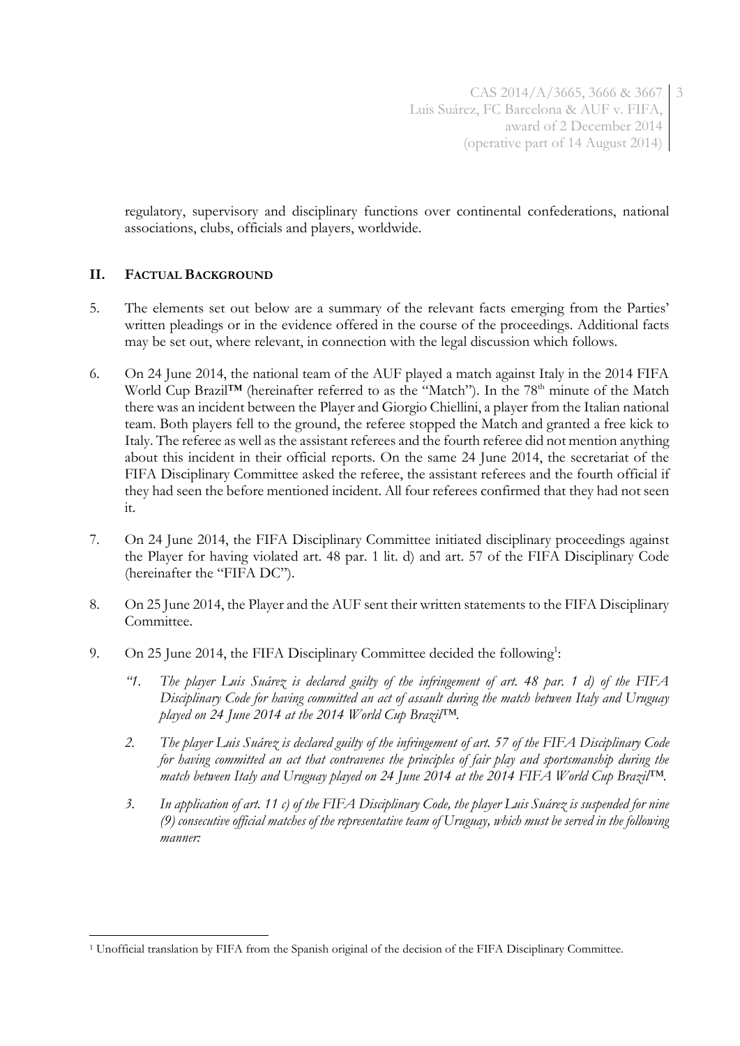regulatory, supervisory and disciplinary functions over continental confederations, national associations, clubs, officials and players, worldwide.

## II. FACTUAL BACKGROUND

5. The elements set out below are a summary of the relevant facts emerging from the Parties' written pleadings or in the evidence offered in the course of the proceedings. Additional facts may be set out, where relevant, in connection with the legal discussion which follows.

6. On 24 June 2014, the national team of the AUF played a match against Italy in the 2014 FIFA World Cup Brazil™ (hereinafter referred to as the "Match"). In the 78th minute of the Match there was an incident between the Player and Giorgio Chiellini, a player from the Italian national team. Both players fell to the ground, the referee stopped the Match and granted a free kick to Italy. The referee as well as the assistant referees and the fourth referee did not mention anything about this incident in their official reports. On the same 24 June 2014, the secretariat of the FIFA Disciplinary Committee asked the referee, the assistant referees and the fourth official if they had seen the before mentioned incident. All four referees confirmed that they had not seen it.

7. On 24 June 2014, the FIFA Disciplinary Committee initiated disciplinary proceedings against the Player for having violated art. 48 par. 1 lit. d) and art. 57 of the FIFA Disciplinary Code (hereinafter the "FIFA DC").

8. On 25 June 2014, the Player and the AUF sent their written statements to the FIFA Disciplinary Committee.

9. On 25 June 2014, the FIFA Disciplinary Committee decided the following[1]:

   *"1. The player Luis Suárez is declared guilty of the infringement of art. 48 par. 1 d) of the FIFA Disciplinary Code for having committed an act of assault during the match between Italy and Uruguay played on 24 June 2014 at the 2014 World Cup Brazil™.*

   *2. The player Luis Suárez is declared guilty of the infringement of art. 57 of the FIFA Disciplinary Code for having committed an act that contravenes the principles of fair play and sportsmanship during the match between Italy and Uruguay played on 24 June 2014 at the 2014 FIFA World Cup Brazil™.*

   *3. In application of art. 11 c) of the FIFA Disciplinary Code, the player Luis Suárez is suspended for nine (9) consecutive official matches of the representative team of Uruguay, which must be served in the following manner:*

---

[1] Unofficial translation by FIFA from the Spanish original of the decision of the FIFA Disciplinary Committee.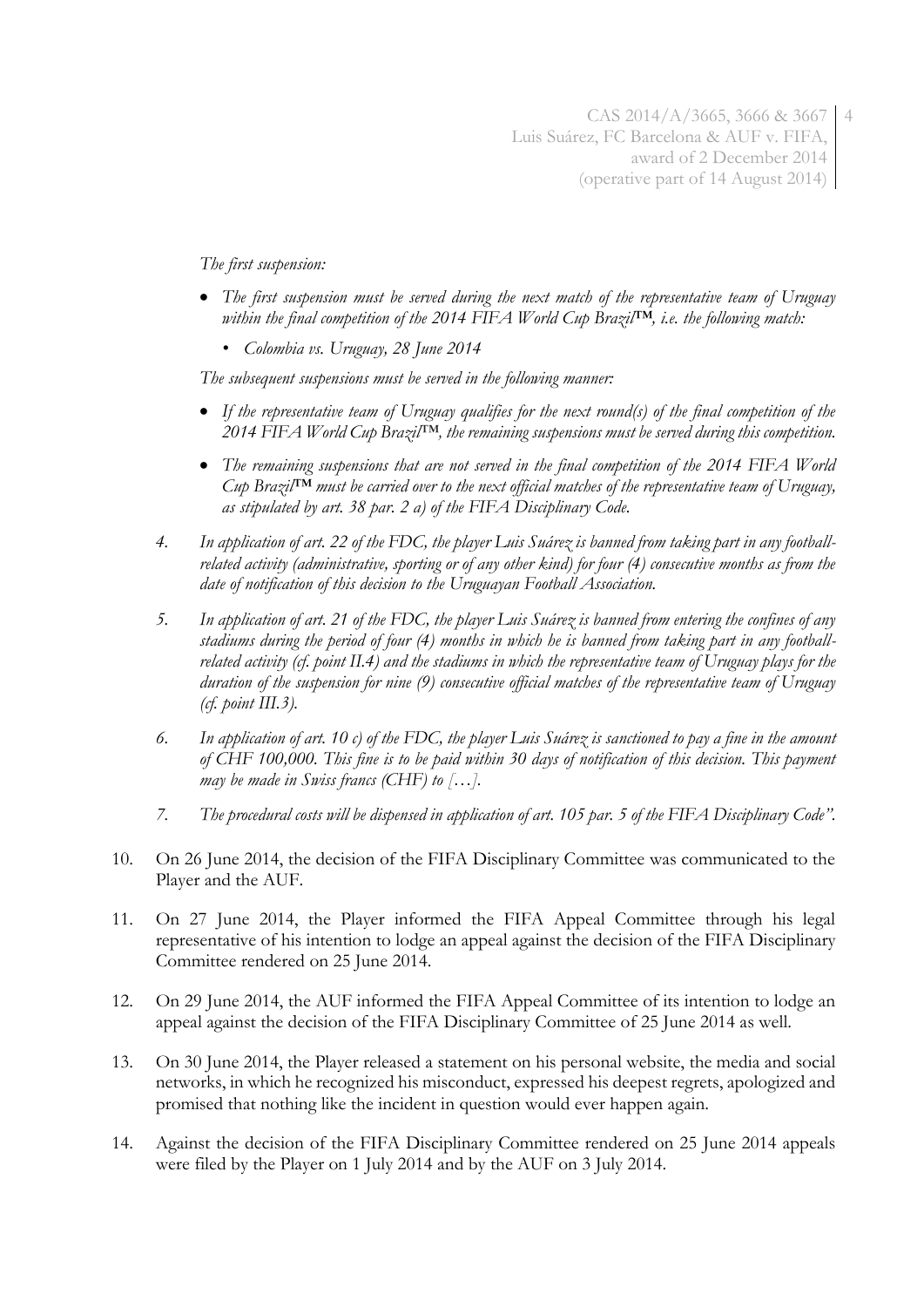*The first suspension:*

- *The first suspension must be served during the next match of the representative team of Uruguay within the final competition of the 2014 FIFA World Cup Brazil™, i.e. the following match:*
    - *Colombia vs. Uruguay, 28 June 2014*

*The subsequent suspensions must be served in the following manner:*

- *If the representative team of Uruguay qualifies for the next round(s) of the final competition of the 2014 FIFA World Cup Brazil™, the remaining suspensions must be served during this competition.*
- *The remaining suspensions that are not served in the final competition of the 2014 FIFA World Cup Brazil™ must be carried over to the next official matches of the representative team of Uruguay, as stipulated by art. 38 par. 2 a) of the FIFA Disciplinary Code.*

4. *In application of art. 22 of the FDC, the player Luis Suárez is banned from taking part in any football-related activity (administrative, sporting or of any other kind) for four (4) consecutive months as from the date of notification of this decision to the Uruguayan Football Association.*

5. *In application of art. 21 of the FDC, the player Luis Suárez is banned from entering the confines of any stadiums during the period of four (4) months in which he is banned from taking part in any football-related activity (cf. point II.4) and the stadiums in which the representative team of Uruguay plays for the duration of the suspension for nine (9) consecutive official matches of the representative team of Uruguay (cf. point III.3).*

6. *In application of art. 10 c) of the FDC, the player Luis Suárez is sanctioned to pay a fine in the amount of CHF 100,000. This fine is to be paid within 30 days of notification of this decision. This payment may be made in Swiss francs (CHF) to […].*

7. *The procedural costs will be dispensed in application of art. 105 par. 5 of the FIFA Disciplinary Code".*

10. On 26 June 2014, the decision of the FIFA Disciplinary Committee was communicated to the Player and the AUF.

11. On 27 June 2014, the Player informed the FIFA Appeal Committee through his legal representative of his intention to lodge an appeal against the decision of the FIFA Disciplinary Committee rendered on 25 June 2014.

12. On 29 June 2014, the AUF informed the FIFA Appeal Committee of its intention to lodge an appeal against the decision of the FIFA Disciplinary Committee of 25 June 2014 as well.

13. On 30 June 2014, the Player released a statement on his personal website, the media and social networks, in which he recognized his misconduct, expressed his deepest regrets, apologized and promised that nothing like the incident in question would ever happen again.

14. Against the decision of the FIFA Disciplinary Committee rendered on 25 June 2014 appeals were filed by the Player on 1 July 2014 and by the AUF on 3 July 2014.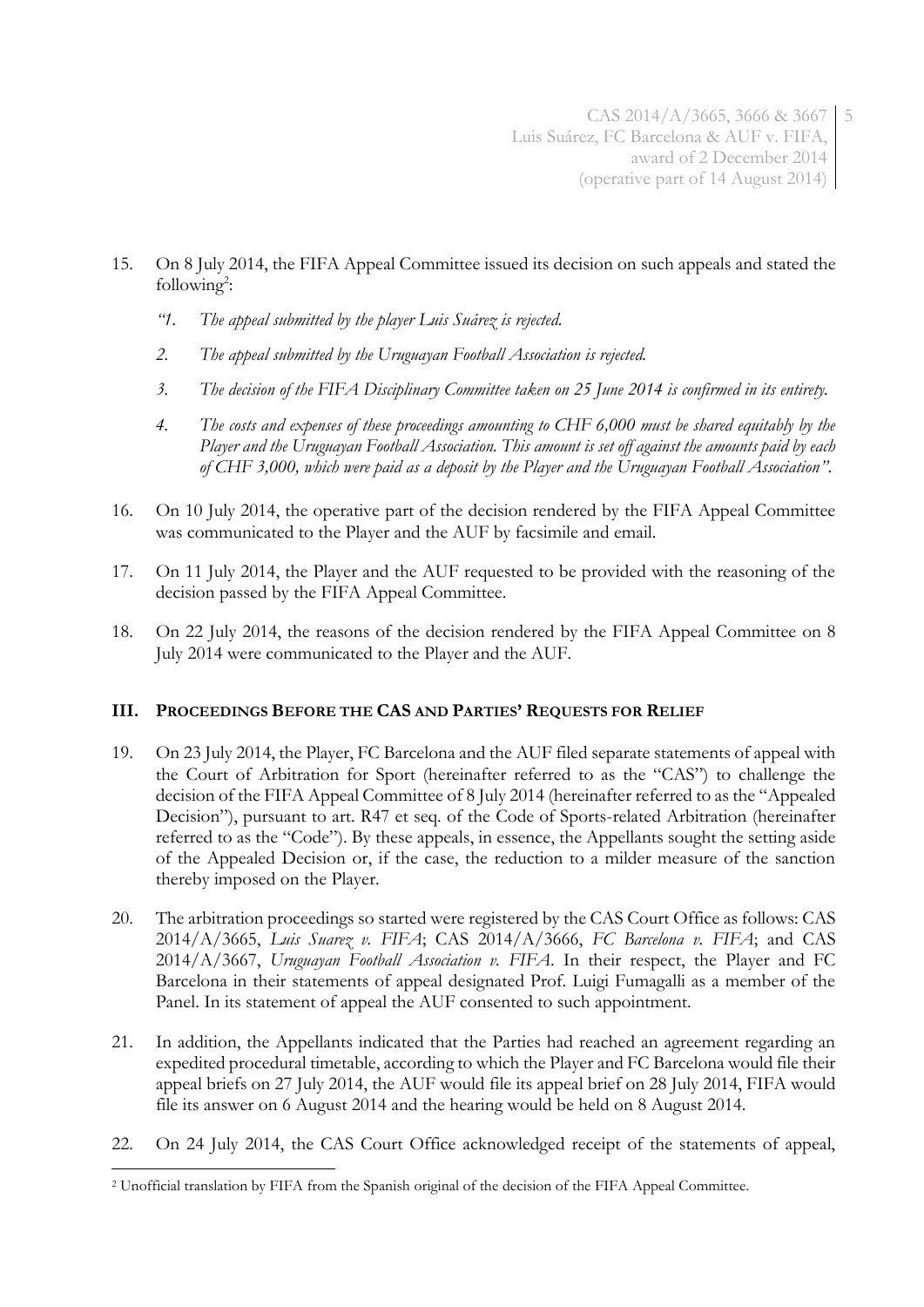15. On 8 July 2014, the FIFA Appeal Committee issued its decision on such appeals and stated the following[2]:

    *"1. The appeal submitted by the player Luis Suárez is rejected.*

    *2. The appeal submitted by the Uruguayan Football Association is rejected.*

    *3. The decision of the FIFA Disciplinary Committee taken on 25 June 2014 is confirmed in its entirety.*

    *4. The costs and expenses of these proceedings amounting to CHF 6,000 must be shared equitably by the Player and the Uruguayan Football Association. This amount is set off against the amounts paid by each of CHF 3,000, which were paid as a deposit by the Player and the Uruguayan Football Association".*

16. On 10 July 2014, the operative part of the decision rendered by the FIFA Appeal Committee was communicated to the Player and the AUF by facsimile and email.

17. On 11 July 2014, the Player and the AUF requested to be provided with the reasoning of the decision passed by the FIFA Appeal Committee.

18. On 22 July 2014, the reasons of the decision rendered by the FIFA Appeal Committee on 8 July 2014 were communicated to the Player and the AUF.

## III. PROCEEDINGS BEFORE THE CAS AND PARTIES' REQUESTS FOR RELIEF

19. On 23 July 2014, the Player, FC Barcelona and the AUF filed separate statements of appeal with the Court of Arbitration for Sport (hereinafter referred to as the "CAS") to challenge the decision of the FIFA Appeal Committee of 8 July 2014 (hereinafter referred to as the "Appealed Decision"), pursuant to art. R47 et seq. of the Code of Sports-related Arbitration (hereinafter referred to as the "Code"). By these appeals, in essence, the Appellants sought the setting aside of the Appealed Decision or, if the case, the reduction to a milder measure of the sanction thereby imposed on the Player.

20. The arbitration proceedings so started were registered by the CAS Court Office as follows: CAS 2014/A/3665, *Luis Suarez v. FIFA*; CAS 2014/A/3666, *FC Barcelona v. FIFA*; and CAS 2014/A/3667, *Uruguayan Football Association v. FIFA*. In their respect, the Player and FC Barcelona in their statements of appeal designated Prof. Luigi Fumagalli as a member of the Panel. In its statement of appeal the AUF consented to such appointment.

21. In addition, the Appellants indicated that the Parties had reached an agreement regarding an expedited procedural timetable, according to which the Player and FC Barcelona would file their appeal briefs on 27 July 2014, the AUF would file its appeal brief on 28 July 2014, FIFA would file its answer on 6 August 2014 and the hearing would be held on 8 August 2014.

22. On 24 July 2014, the CAS Court Office acknowledged receipt of the statements of appeal,

---

[2] Unofficial translation by FIFA from the Spanish original of the decision of the FIFA Appeal Committee.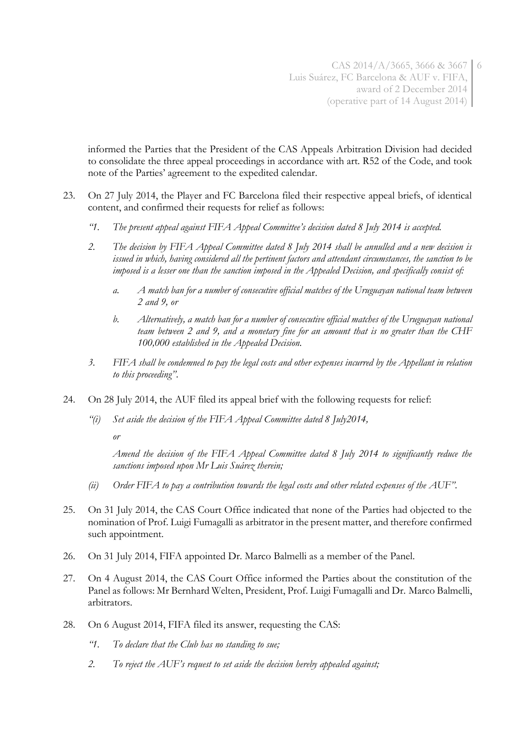informed the Parties that the President of the CAS Appeals Arbitration Division had decided to consolidate the three appeal proceedings in accordance with art. R52 of the Code, and took note of the Parties' agreement to the expedited calendar.

23. On 27 July 2014, the Player and FC Barcelona filed their respective appeal briefs, of identical content, and confirmed their requests for relief as follows:

    *"1. The present appeal against FIFA Appeal Committee's decision dated 8 July 2014 is accepted.*

    *2. The decision by FIFA Appeal Committee dated 8 July 2014 shall be annulled and a new decision is issued in which, having considered all the pertinent factors and attendant circumstances, the sanction to be imposed is a lesser one than the sanction imposed in the Appealed Decision, and specifically consist of:*

    *a. A match ban for a number of consecutive official matches of the Uruguayan national team between 2 and 9, or*

    *b. Alternatively, a match ban for a number of consecutive official matches of the Uruguayan national team between 2 and 9, and a monetary fine for an amount that is no greater than the CHF 100,000 established in the Appealed Decision.*

    *3. FIFA shall be condemned to pay the legal costs and other expenses incurred by the Appellant in relation to this proceeding".*

24. On 28 July 2014, the AUF filed its appeal brief with the following requests for relief:

    *"(i) Set aside the decision of the FIFA Appeal Committee dated 8 July2014,*

    *or*

    *Amend the decision of the FIFA Appeal Committee dated 8 July 2014 to significantly reduce the sanctions imposed upon Mr Luis Suárez therein;*

    *(ii) Order FIFA to pay a contribution towards the legal costs and other related expenses of the AUF".*

25. On 31 July 2014, the CAS Court Office indicated that none of the Parties had objected to the nomination of Prof. Luigi Fumagalli as arbitrator in the present matter, and therefore confirmed such appointment.

26. On 31 July 2014, FIFA appointed Dr. Marco Balmelli as a member of the Panel.

27. On 4 August 2014, the CAS Court Office informed the Parties about the constitution of the Panel as follows: Mr Bernhard Welten, President, Prof. Luigi Fumagalli and Dr. Marco Balmelli, arbitrators.

28. On 6 August 2014, FIFA filed its answer, requesting the CAS:

    *"1. To declare that the Club has no standing to sue;*

    *2. To reject the AUF's request to set aside the decision hereby appealed against;*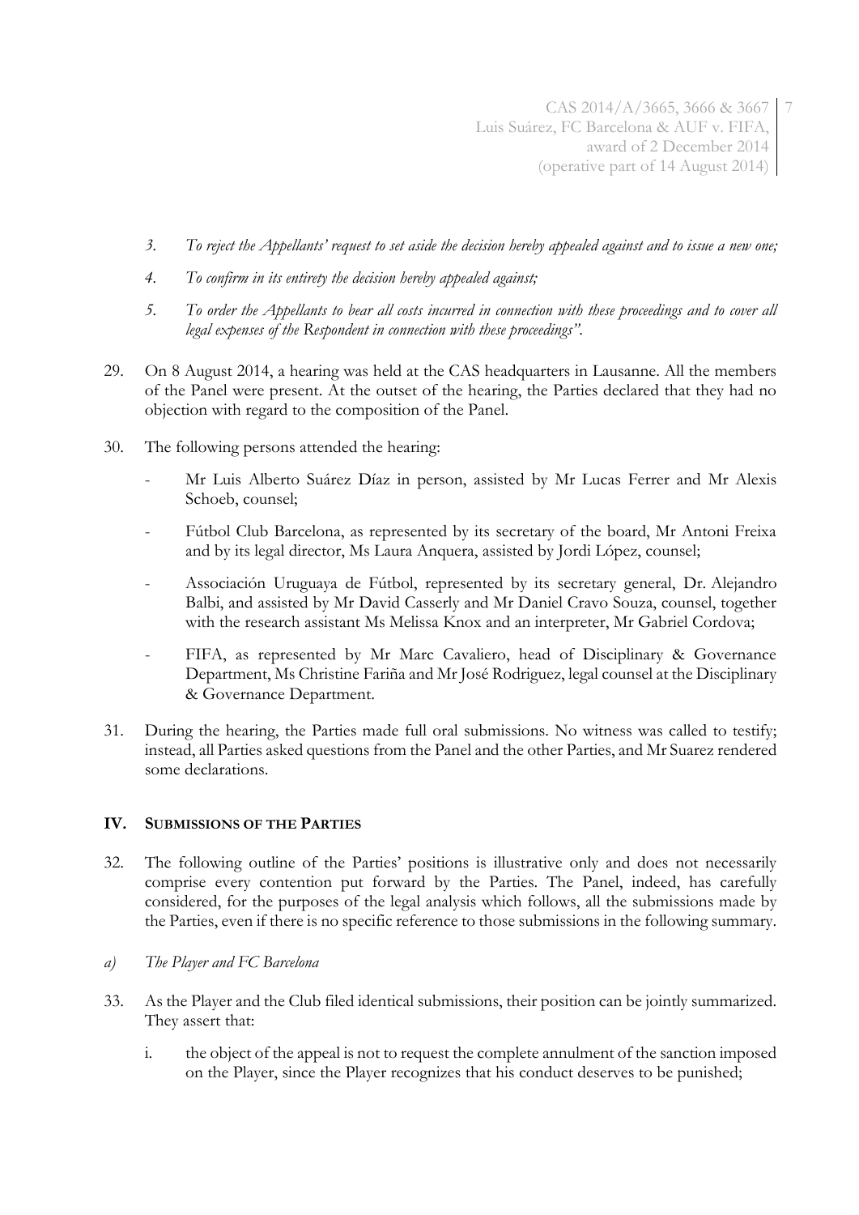3. *To reject the Appellants' request to set aside the decision hereby appealed against and to issue a new one;*

4. *To confirm in its entirety the decision hereby appealed against;*

5. *To order the Appellants to bear all costs incurred in connection with these proceedings and to cover all legal expenses of the Respondent in connection with these proceedings".*

29. On 8 August 2014, a hearing was held at the CAS headquarters in Lausanne. All the members of the Panel were present. At the outset of the hearing, the Parties declared that they had no objection with regard to the composition of the Panel.

30. The following persons attended the hearing:

    - Mr Luis Alberto Suárez Díaz in person, assisted by Mr Lucas Ferrer and Mr Alexis Schoeb, counsel;
    - Fútbol Club Barcelona, as represented by its secretary of the board, Mr Antoni Freixa and by its legal director, Ms Laura Anquera, assisted by Jordi López, counsel;
    - Associación Uruguaya de Fútbol, represented by its secretary general, Dr. Alejandro Balbi, and assisted by Mr David Casserly and Mr Daniel Cravo Souza, counsel, together with the research assistant Ms Melissa Knox and an interpreter, Mr Gabriel Cordova;
    - FIFA, as represented by Mr Marc Cavaliero, head of Disciplinary & Governance Department, Ms Christine Fariña and Mr José Rodriguez, legal counsel at the Disciplinary & Governance Department.

31. During the hearing, the Parties made full oral submissions. No witness was called to testify; instead, all Parties asked questions from the Panel and the other Parties, and Mr Suarez rendered some declarations.

## IV. SUBMISSIONS OF THE PARTIES

32. The following outline of the Parties' positions is illustrative only and does not necessarily comprise every contention put forward by the Parties. The Panel, indeed, has carefully considered, for the purposes of the legal analysis which follows, all the submissions made by the Parties, even if there is no specific reference to those submissions in the following summary.

*a) The Player and FC Barcelona*

33. As the Player and the Club filed identical submissions, their position can be jointly summarized. They assert that:

    i. the object of the appeal is not to request the complete annulment of the sanction imposed on the Player, since the Player recognizes that his conduct deserves to be punished;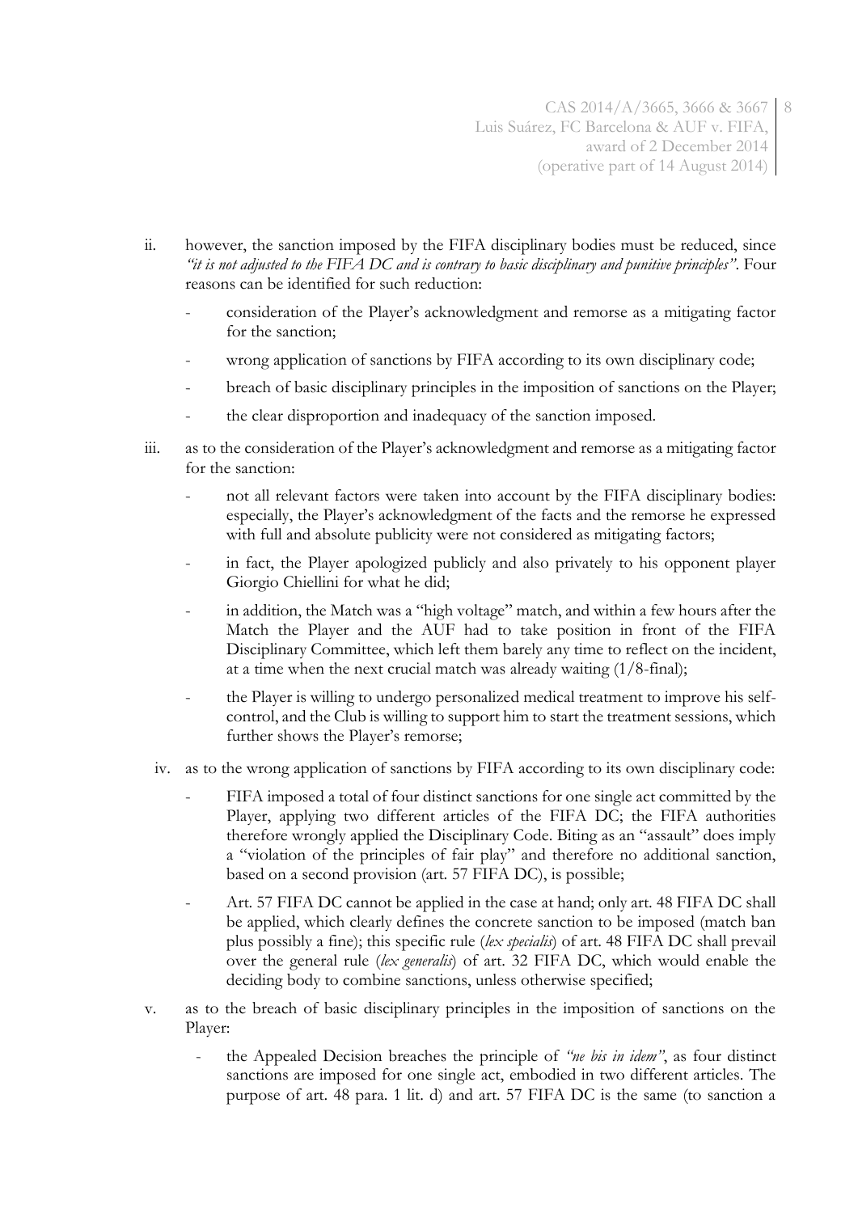ii. however, the sanction imposed by the FIFA disciplinary bodies must be reduced, since *"it is not adjusted to the FIFA DC and is contrary to basic disciplinary and punitive principles"*. Four reasons can be identified for such reduction:

  - consideration of the Player's acknowledgment and remorse as a mitigating factor for the sanction;
  - wrong application of sanctions by FIFA according to its own disciplinary code;
  - breach of basic disciplinary principles in the imposition of sanctions on the Player;
  - the clear disproportion and inadequacy of the sanction imposed.

iii. as to the consideration of the Player's acknowledgment and remorse as a mitigating factor for the sanction:

  - not all relevant factors were taken into account by the FIFA disciplinary bodies: especially, the Player's acknowledgment of the facts and the remorse he expressed with full and absolute publicity were not considered as mitigating factors;
  - in fact, the Player apologized publicly and also privately to his opponent player Giorgio Chiellini for what he did;
  - in addition, the Match was a "high voltage" match, and within a few hours after the Match the Player and the AUF had to take position in front of the FIFA Disciplinary Committee, which left them barely any time to reflect on the incident, at a time when the next crucial match was already waiting (1/8-final);
  - the Player is willing to undergo personalized medical treatment to improve his self-control, and the Club is willing to support him to start the treatment sessions, which further shows the Player's remorse;

iv. as to the wrong application of sanctions by FIFA according to its own disciplinary code:

  - FIFA imposed a total of four distinct sanctions for one single act committed by the Player, applying two different articles of the FIFA DC; the FIFA authorities therefore wrongly applied the Disciplinary Code. Biting as an "assault" does imply a "violation of the principles of fair play" and therefore no additional sanction, based on a second provision (art. 57 FIFA DC), is possible;
  - Art. 57 FIFA DC cannot be applied in the case at hand; only art. 48 FIFA DC shall be applied, which clearly defines the concrete sanction to be imposed (match ban plus possibly a fine); this specific rule (*lex specialis*) of art. 48 FIFA DC shall prevail over the general rule (*lex generalis*) of art. 32 FIFA DC, which would enable the deciding body to combine sanctions, unless otherwise specified;

v. as to the breach of basic disciplinary principles in the imposition of sanctions on the Player:

  - the Appealed Decision breaches the principle of *"ne bis in idem"*, as four distinct sanctions are imposed for one single act, embodied in two different articles. The purpose of art. 48 para. 1 lit. d) and art. 57 FIFA DC is the same (to sanction a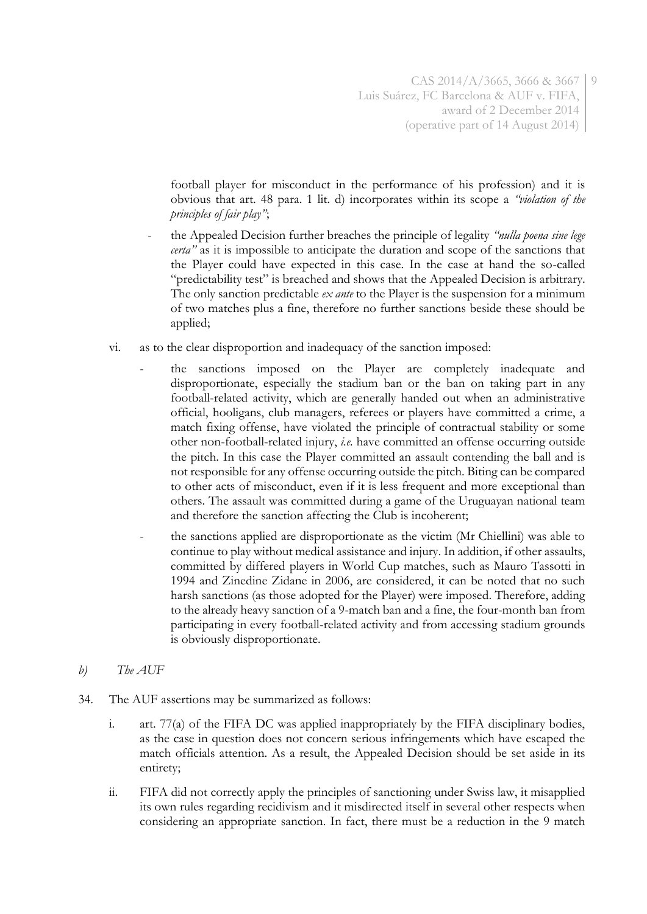football player for misconduct in the performance of his profession) and it is obvious that art. 48 para. 1 lit. d) incorporates within its scope a *"violation of the principles of fair play"*;

- the Appealed Decision further breaches the principle of legality *"nulla poena sine lege certa"* as it is impossible to anticipate the duration and scope of the sanctions that the Player could have expected in this case. In the case at hand the so-called "predictability test" is breached and shows that the Appealed Decision is arbitrary. The only sanction predictable *ex ante* to the Player is the suspension for a minimum of two matches plus a fine, therefore no further sanctions beside these should be applied;

vi. as to the clear disproportion and inadequacy of the sanction imposed:

- the sanctions imposed on the Player are completely inadequate and disproportionate, especially the stadium ban or the ban on taking part in any football-related activity, which are generally handed out when an administrative official, hooligans, club managers, referees or players have committed a crime, a match fixing offense, have violated the principle of contractual stability or some other non-football-related injury, *i.e.* have committed an offense occurring outside the pitch. In this case the Player committed an assault contending the ball and is not responsible for any offense occurring outside the pitch. Biting can be compared to other acts of misconduct, even if it is less frequent and more exceptional than others. The assault was committed during a game of the Uruguayan national team and therefore the sanction affecting the Club is incoherent;

- the sanctions applied are disproportionate as the victim (Mr Chiellini) was able to continue to play without medical assistance and injury. In addition, if other assaults, committed by differed players in World Cup matches, such as Mauro Tassotti in 1994 and Zinedine Zidane in 2006, are considered, it can be noted that no such harsh sanctions (as those adopted for the Player) were imposed. Therefore, adding to the already heavy sanction of a 9-match ban and a fine, the four-month ban from participating in every football-related activity and from accessing stadium grounds is obviously disproportionate.

*b) The AUF*

34. The AUF assertions may be summarized as follows:

i. art. 77(a) of the FIFA DC was applied inappropriately by the FIFA disciplinary bodies, as the case in question does not concern serious infringements which have escaped the match officials attention. As a result, the Appealed Decision should be set aside in its entirety;

ii. FIFA did not correctly apply the principles of sanctioning under Swiss law, it misapplied its own rules regarding recidivism and it misdirected itself in several other respects when considering an appropriate sanction. In fact, there must be a reduction in the 9 match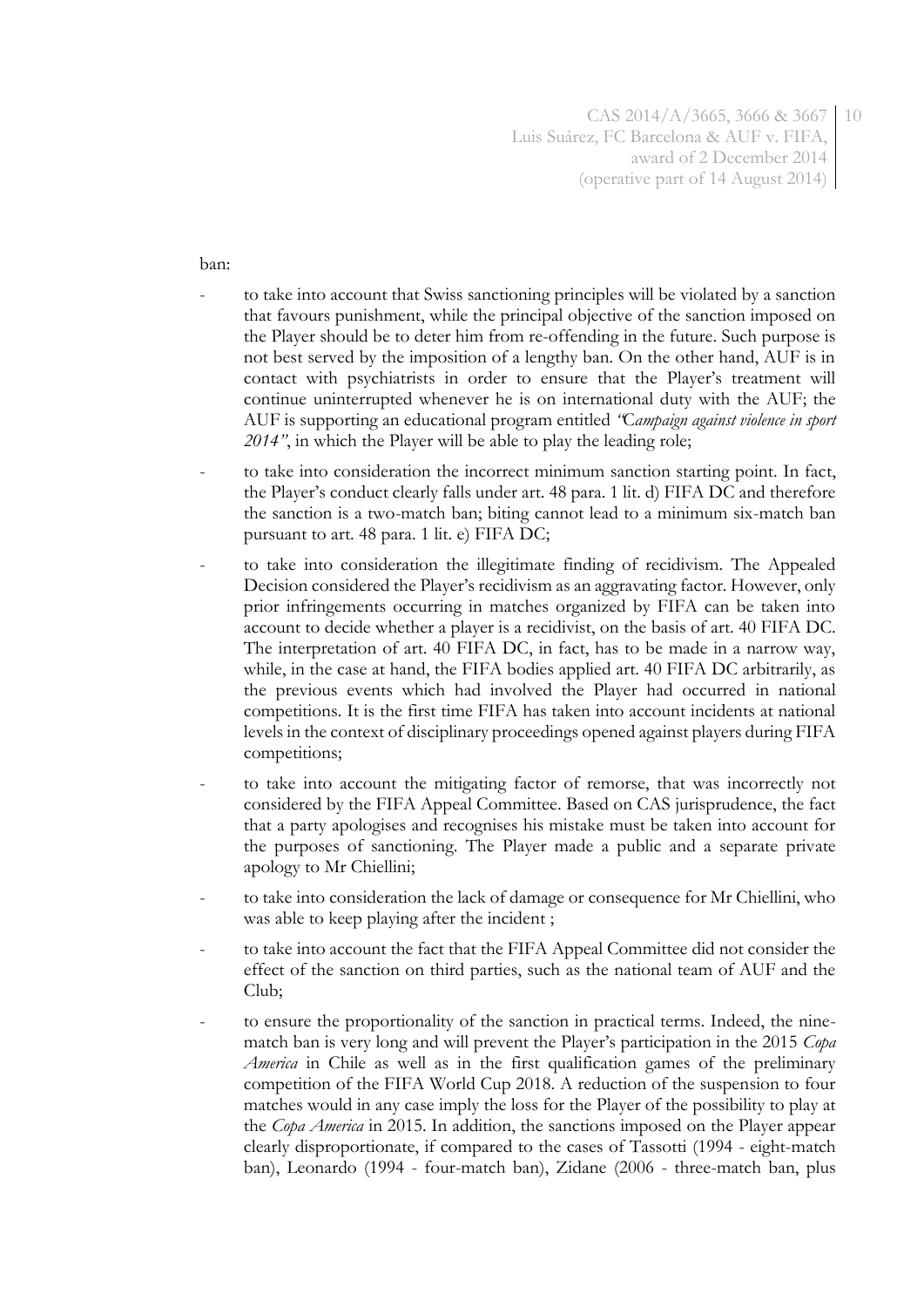ban:

- to take into account that Swiss sanctioning principles will be violated by a sanction that favours punishment, while the principal objective of the sanction imposed on the Player should be to deter him from re-offending in the future. Such purpose is not best served by the imposition of a lengthy ban. On the other hand, AUF is in contact with psychiatrists in order to ensure that the Player's treatment will continue uninterrupted whenever he is on international duty with the AUF; the AUF is supporting an educational program entitled *"Campaign against violence in sport 2014"*, in which the Player will be able to play the leading role;
- to take into consideration the incorrect minimum sanction starting point. In fact, the Player's conduct clearly falls under art. 48 para. 1 lit. d) FIFA DC and therefore the sanction is a two-match ban; biting cannot lead to a minimum six-match ban pursuant to art. 48 para. 1 lit. e) FIFA DC;
- to take into consideration the illegitimate finding of recidivism. The Appealed Decision considered the Player's recidivism as an aggravating factor. However, only prior infringements occurring in matches organized by FIFA can be taken into account to decide whether a player is a recidivist, on the basis of art. 40 FIFA DC. The interpretation of art. 40 FIFA DC, in fact, has to be made in a narrow way, while, in the case at hand, the FIFA bodies applied art. 40 FIFA DC arbitrarily, as the previous events which had involved the Player had occurred in national competitions. It is the first time FIFA has taken into account incidents at national levels in the context of disciplinary proceedings opened against players during FIFA competitions;
- to take into account the mitigating factor of remorse, that was incorrectly not considered by the FIFA Appeal Committee. Based on CAS jurisprudence, the fact that a party apologises and recognises his mistake must be taken into account for the purposes of sanctioning. The Player made a public and a separate private apology to Mr Chiellini;
- to take into consideration the lack of damage or consequence for Mr Chiellini, who was able to keep playing after the incident ;
- to take into account the fact that the FIFA Appeal Committee did not consider the effect of the sanction on third parties, such as the national team of AUF and the Club;
- to ensure the proportionality of the sanction in practical terms. Indeed, the nine-match ban is very long and will prevent the Player's participation in the 2015 *Copa America* in Chile as well as in the first qualification games of the preliminary competition of the FIFA World Cup 2018. A reduction of the suspension to four matches would in any case imply the loss for the Player of the possibility to play at the *Copa America* in 2015. In addition, the sanctions imposed on the Player appear clearly disproportionate, if compared to the cases of Tassotti (1994 - eight-match ban), Leonardo (1994 - four-match ban), Zidane (2006 - three-match ban, plus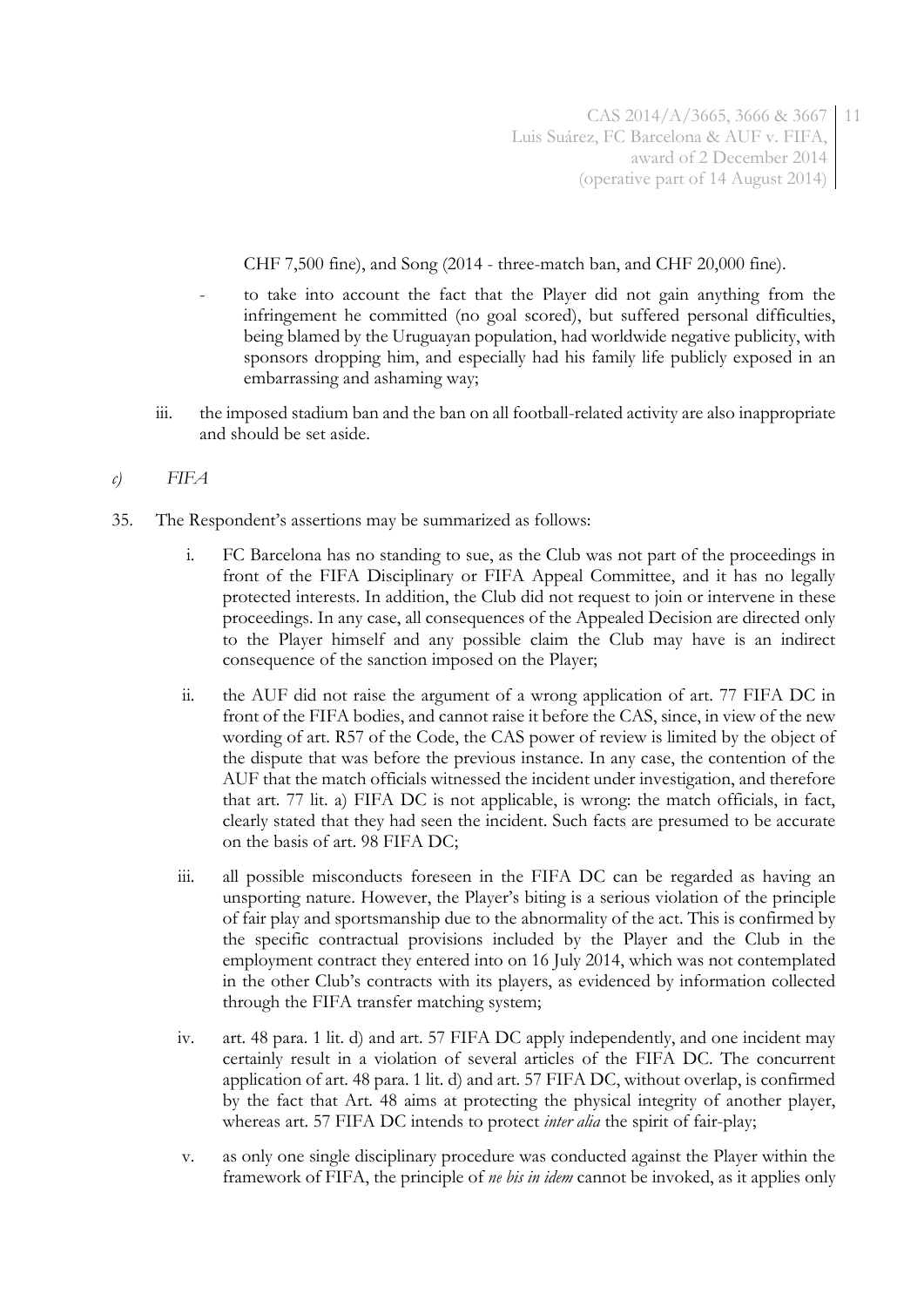CHF 7,500 fine), and Song (2014 - three-match ban, and CHF 20,000 fine).

- to take into account the fact that the Player did not gain anything from the infringement he committed (no goal scored), but suffered personal difficulties, being blamed by the Uruguayan population, had worldwide negative publicity, with sponsors dropping him, and especially had his family life publicly exposed in an embarrassing and ashaming way;

iii. the imposed stadium ban and the ban on all football-related activity are also inappropriate and should be set aside.

*c) FIFA*

35. The Respondent's assertions may be summarized as follows:

i. FC Barcelona has no standing to sue, as the Club was not part of the proceedings in front of the FIFA Disciplinary or FIFA Appeal Committee, and it has no legally protected interests. In addition, the Club did not request to join or intervene in these proceedings. In any case, all consequences of the Appealed Decision are directed only to the Player himself and any possible claim the Club may have is an indirect consequence of the sanction imposed on the Player;

ii. the AUF did not raise the argument of a wrong application of art. 77 FIFA DC in front of the FIFA bodies, and cannot raise it before the CAS, since, in view of the new wording of art. R57 of the Code, the CAS power of review is limited by the object of the dispute that was before the previous instance. In any case, the contention of the AUF that the match officials witnessed the incident under investigation, and therefore that art. 77 lit. a) FIFA DC is not applicable, is wrong: the match officials, in fact, clearly stated that they had seen the incident. Such facts are presumed to be accurate on the basis of art. 98 FIFA DC;

iii. all possible misconducts foreseen in the FIFA DC can be regarded as having an unsporting nature. However, the Player's biting is a serious violation of the principle of fair play and sportsmanship due to the abnormality of the act. This is confirmed by the specific contractual provisions included by the Player and the Club in the employment contract they entered into on 16 July 2014, which was not contemplated in the other Club's contracts with its players, as evidenced by information collected through the FIFA transfer matching system;

iv. art. 48 para. 1 lit. d) and art. 57 FIFA DC apply independently, and one incident may certainly result in a violation of several articles of the FIFA DC. The concurrent application of art. 48 para. 1 lit. d) and art. 57 FIFA DC, without overlap, is confirmed by the fact that Art. 48 aims at protecting the physical integrity of another player, whereas art. 57 FIFA DC intends to protect *inter alia* the spirit of fair-play;

v. as only one single disciplinary procedure was conducted against the Player within the framework of FIFA, the principle of *ne bis in idem* cannot be invoked, as it applies only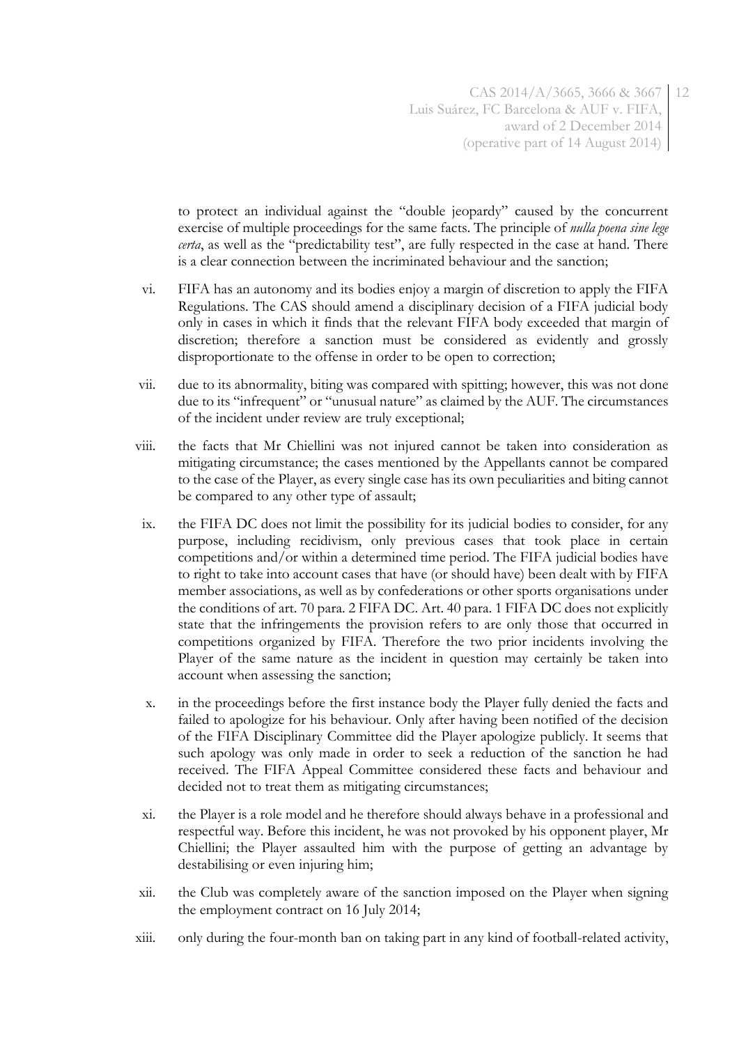to protect an individual against the "double jeopardy" caused by the concurrent exercise of multiple proceedings for the same facts. The principle of *nulla poena sine lege certa*, as well as the "predictability test", are fully respected in the case at hand. There is a clear connection between the incriminated behaviour and the sanction;

vi. FIFA has an autonomy and its bodies enjoy a margin of discretion to apply the FIFA Regulations. The CAS should amend a disciplinary decision of a FIFA judicial body only in cases in which it finds that the relevant FIFA body exceeded that margin of discretion; therefore a sanction must be considered as evidently and grossly disproportionate to the offense in order to be open to correction;

vii. due to its abnormality, biting was compared with spitting; however, this was not done due to its "infrequent" or "unusual nature" as claimed by the AUF. The circumstances of the incident under review are truly exceptional;

viii. the facts that Mr Chiellini was not injured cannot be taken into consideration as mitigating circumstance; the cases mentioned by the Appellants cannot be compared to the case of the Player, as every single case has its own peculiarities and biting cannot be compared to any other type of assault;

ix. the FIFA DC does not limit the possibility for its judicial bodies to consider, for any purpose, including recidivism, only previous cases that took place in certain competitions and/or within a determined time period. The FIFA judicial bodies have to right to take into account cases that have (or should have) been dealt with by FIFA member associations, as well as by confederations or other sports organisations under the conditions of art. 70 para. 2 FIFA DC. Art. 40 para. 1 FIFA DC does not explicitly state that the infringements the provision refers to are only those that occurred in competitions organized by FIFA. Therefore the two prior incidents involving the Player of the same nature as the incident in question may certainly be taken into account when assessing the sanction;

x. in the proceedings before the first instance body the Player fully denied the facts and failed to apologize for his behaviour. Only after having been notified of the decision of the FIFA Disciplinary Committee did the Player apologize publicly. It seems that such apology was only made in order to seek a reduction of the sanction he had received. The FIFA Appeal Committee considered these facts and behaviour and decided not to treat them as mitigating circumstances;

xi. the Player is a role model and he therefore should always behave in a professional and respectful way. Before this incident, he was not provoked by his opponent player, Mr Chiellini; the Player assaulted him with the purpose of getting an advantage by destabilising or even injuring him;

xii. the Club was completely aware of the sanction imposed on the Player when signing the employment contract on 16 July 2014;

xiii. only during the four-month ban on taking part in any kind of football-related activity,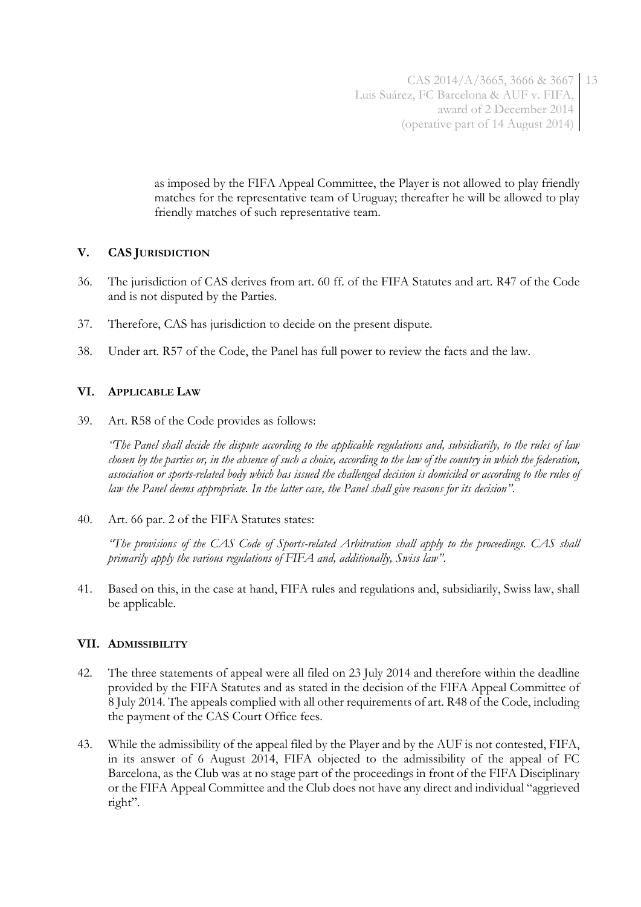as imposed by the FIFA Appeal Committee, the Player is not allowed to play friendly matches for the representative team of Uruguay; thereafter he will be allowed to play friendly matches of such representative team.

## V. CAS JURISDICTION

36. The jurisdiction of CAS derives from art. 60 ff. of the FIFA Statutes and art. R47 of the Code and is not disputed by the Parties.

37. Therefore, CAS has jurisdiction to decide on the present dispute.

38. Under art. R57 of the Code, the Panel has full power to review the facts and the law.

## VI. APPLICABLE LAW

39. Art. R58 of the Code provides as follows:

*"The Panel shall decide the dispute according to the applicable regulations and, subsidiarily, to the rules of law chosen by the parties or, in the absence of such a choice, according to the law of the country in which the federation, association or sports-related body which has issued the challenged decision is domiciled or according to the rules of law the Panel deems appropriate. In the latter case, the Panel shall give reasons for its decision".*

40. Art. 66 par. 2 of the FIFA Statutes states:

*"The provisions of the CAS Code of Sports-related Arbitration shall apply to the proceedings. CAS shall primarily apply the various regulations of FIFA and, additionally, Swiss law".*

41. Based on this, in the case at hand, FIFA rules and regulations and, subsidiarily, Swiss law, shall be applicable.

## VII. ADMISSIBILITY

42. The three statements of appeal were all filed on 23 July 2014 and therefore within the deadline provided by the FIFA Statutes and as stated in the decision of the FIFA Appeal Committee of 8 July 2014. The appeals complied with all other requirements of art. R48 of the Code, including the payment of the CAS Court Office fees.

43. While the admissibility of the appeal filed by the Player and by the AUF is not contested, FIFA, in its answer of 6 August 2014, FIFA objected to the admissibility of the appeal of FC Barcelona, as the Club was at no stage part of the proceedings in front of the FIFA Disciplinary or the FIFA Appeal Committee and the Club does not have any direct and individual "aggrieved right".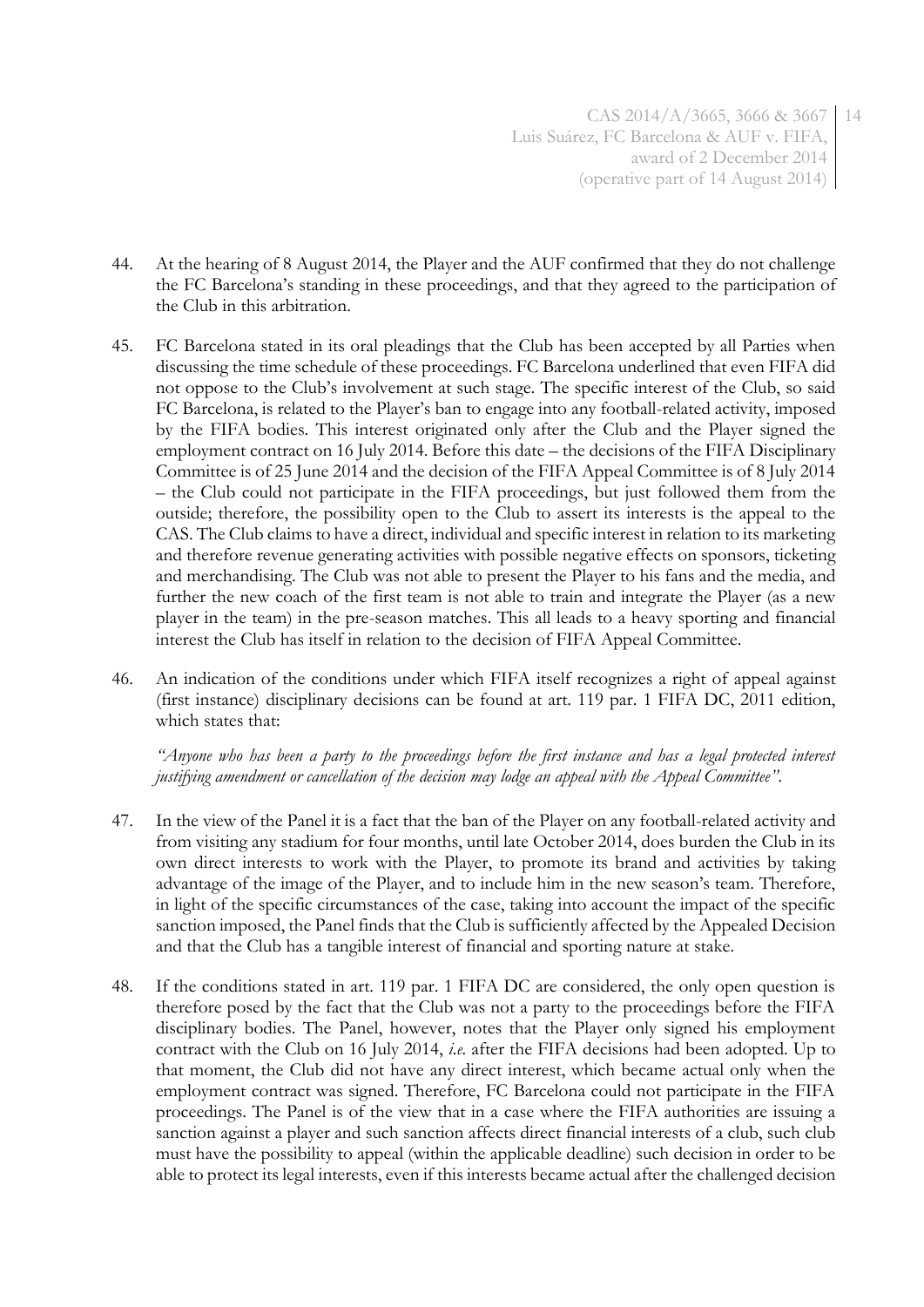44. At the hearing of 8 August 2014, the Player and the AUF confirmed that they do not challenge the FC Barcelona's standing in these proceedings, and that they agreed to the participation of the Club in this arbitration.

45. FC Barcelona stated in its oral pleadings that the Club has been accepted by all Parties when discussing the time schedule of these proceedings. FC Barcelona underlined that even FIFA did not oppose to the Club's involvement at such stage. The specific interest of the Club, so said FC Barcelona, is related to the Player's ban to engage into any football-related activity, imposed by the FIFA bodies. This interest originated only after the Club and the Player signed the employment contract on 16 July 2014. Before this date – the decisions of the FIFA Disciplinary Committee is of 25 June 2014 and the decision of the FIFA Appeal Committee is of 8 July 2014 – the Club could not participate in the FIFA proceedings, but just followed them from the outside; therefore, the possibility open to the Club to assert its interests is the appeal to the CAS. The Club claims to have a direct, individual and specific interest in relation to its marketing and therefore revenue generating activities with possible negative effects on sponsors, ticketing and merchandising. The Club was not able to present the Player to his fans and the media, and further the new coach of the first team is not able to train and integrate the Player (as a new player in the team) in the pre-season matches. This all leads to a heavy sporting and financial interest the Club has itself in relation to the decision of FIFA Appeal Committee.

46. An indication of the conditions under which FIFA itself recognizes a right of appeal against (first instance) disciplinary decisions can be found at art. 119 par. 1 FIFA DC, 2011 edition, which states that:

   *"Anyone who has been a party to the proceedings before the first instance and has a legal protected interest justifying amendment or cancellation of the decision may lodge an appeal with the Appeal Committee"*.

47. In the view of the Panel it is a fact that the ban of the Player on any football-related activity and from visiting any stadium for four months, until late October 2014, does burden the Club in its own direct interests to work with the Player, to promote its brand and activities by taking advantage of the image of the Player, and to include him in the new season's team. Therefore, in light of the specific circumstances of the case, taking into account the impact of the specific sanction imposed, the Panel finds that the Club is sufficiently affected by the Appealed Decision and that the Club has a tangible interest of financial and sporting nature at stake.

48. If the conditions stated in art. 119 par. 1 FIFA DC are considered, the only open question is therefore posed by the fact that the Club was not a party to the proceedings before the FIFA disciplinary bodies. The Panel, however, notes that the Player only signed his employment contract with the Club on 16 July 2014, *i.e.* after the FIFA decisions had been adopted. Up to that moment, the Club did not have any direct interest, which became actual only when the employment contract was signed. Therefore, FC Barcelona could not participate in the FIFA proceedings. The Panel is of the view that in a case where the FIFA authorities are issuing a sanction against a player and such sanction affects direct financial interests of a club, such club must have the possibility to appeal (within the applicable deadline) such decision in order to be able to protect its legal interests, even if this interests became actual after the challenged decision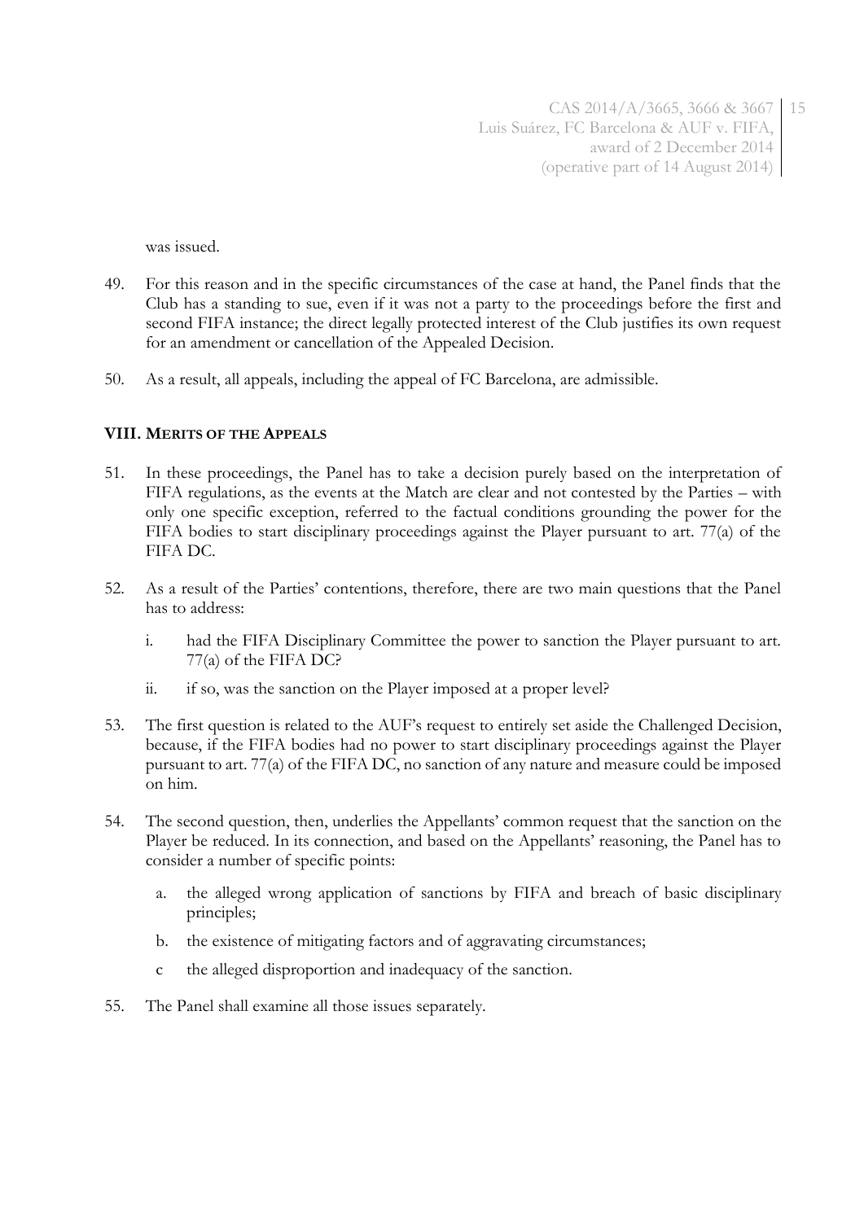was issued.

49. For this reason and in the specific circumstances of the case at hand, the Panel finds that the Club has a standing to sue, even if it was not a party to the proceedings before the first and second FIFA instance; the direct legally protected interest of the Club justifies its own request for an amendment or cancellation of the Appealed Decision.

50. As a result, all appeals, including the appeal of FC Barcelona, are admissible.

## VIII. MERITS OF THE APPEALS

51. In these proceedings, the Panel has to take a decision purely based on the interpretation of FIFA regulations, as the events at the Match are clear and not contested by the Parties – with only one specific exception, referred to the factual conditions grounding the power for the FIFA bodies to start disciplinary proceedings against the Player pursuant to art. 77(a) of the FIFA DC.

52. As a result of the Parties' contentions, therefore, there are two main questions that the Panel has to address:

    i. had the FIFA Disciplinary Committee the power to sanction the Player pursuant to art. 77(a) of the FIFA DC?

    ii. if so, was the sanction on the Player imposed at a proper level?

53. The first question is related to the AUF's request to entirely set aside the Challenged Decision, because, if the FIFA bodies had no power to start disciplinary proceedings against the Player pursuant to art. 77(a) of the FIFA DC, no sanction of any nature and measure could be imposed on him.

54. The second question, then, underlies the Appellants' common request that the sanction on the Player be reduced. In its connection, and based on the Appellants' reasoning, the Panel has to consider a number of specific points:

    a. the alleged wrong application of sanctions by FIFA and breach of basic disciplinary principles;

    b. the existence of mitigating factors and of aggravating circumstances;

    c the alleged disproportion and inadequacy of the sanction.

55. The Panel shall examine all those issues separately.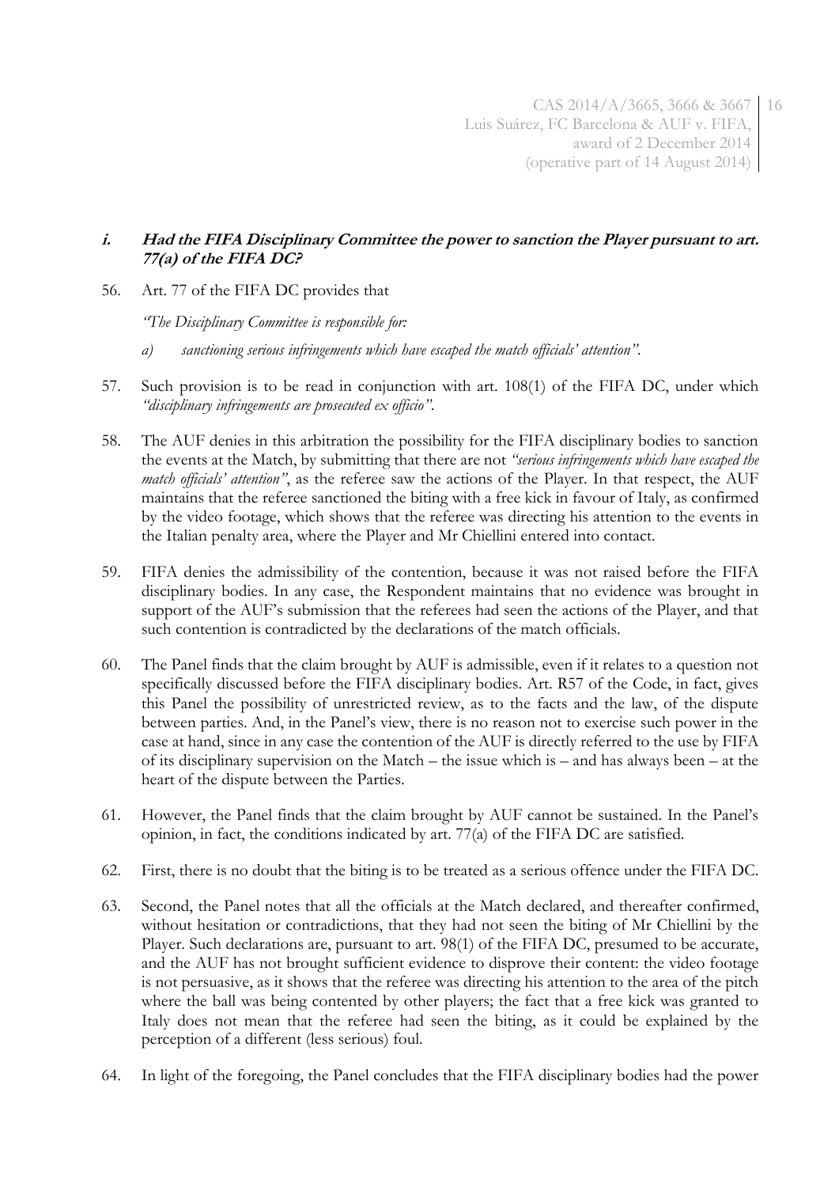### *i. Had the FIFA Disciplinary Committee the power to sanction the Player pursuant to art. 77(a) of the FIFA DC?*

56. Art. 77 of the FIFA DC provides that

    *"The Disciplinary Committee is responsible for:*

    *a) sanctioning serious infringements which have escaped the match officials' attention".*

57. Such provision is to be read in conjunction with art. 108(1) of the FIFA DC, under which *"disciplinary infringements are prosecuted ex officio"*.

58. The AUF denies in this arbitration the possibility for the FIFA disciplinary bodies to sanction the events at the Match, by submitting that there are not *"serious infringements which have escaped the match officials' attention"*, as the referee saw the actions of the Player. In that respect, the AUF maintains that the referee sanctioned the biting with a free kick in favour of Italy, as confirmed by the video footage, which shows that the referee was directing his attention to the events in the Italian penalty area, where the Player and Mr Chiellini entered into contact.

59. FIFA denies the admissibility of the contention, because it was not raised before the FIFA disciplinary bodies. In any case, the Respondent maintains that no evidence was brought in support of the AUF's submission that the referees had seen the actions of the Player, and that such contention is contradicted by the declarations of the match officials.

60. The Panel finds that the claim brought by AUF is admissible, even if it relates to a question not specifically discussed before the FIFA disciplinary bodies. Art. R57 of the Code, in fact, gives this Panel the possibility of unrestricted review, as to the facts and the law, of the dispute between parties. And, in the Panel's view, there is no reason not to exercise such power in the case at hand, since in any case the contention of the AUF is directly referred to the use by FIFA of its disciplinary supervision on the Match – the issue which is – and has always been – at the heart of the dispute between the Parties.

61. However, the Panel finds that the claim brought by AUF cannot be sustained. In the Panel's opinion, in fact, the conditions indicated by art. 77(a) of the FIFA DC are satisfied.

62. First, there is no doubt that the biting is to be treated as a serious offence under the FIFA DC.

63. Second, the Panel notes that all the officials at the Match declared, and thereafter confirmed, without hesitation or contradictions, that they had not seen the biting of Mr Chiellini by the Player. Such declarations are, pursuant to art. 98(1) of the FIFA DC, presumed to be accurate, and the AUF has not brought sufficient evidence to disprove their content: the video footage is not persuasive, as it shows that the referee was directing his attention to the area of the pitch where the ball was being contended by other players; the fact that a free kick was granted to Italy does not mean that the referee had seen the biting, as it could be explained by the perception of a different (less serious) foul.

64. In light of the foregoing, the Panel concludes that the FIFA disciplinary bodies had the power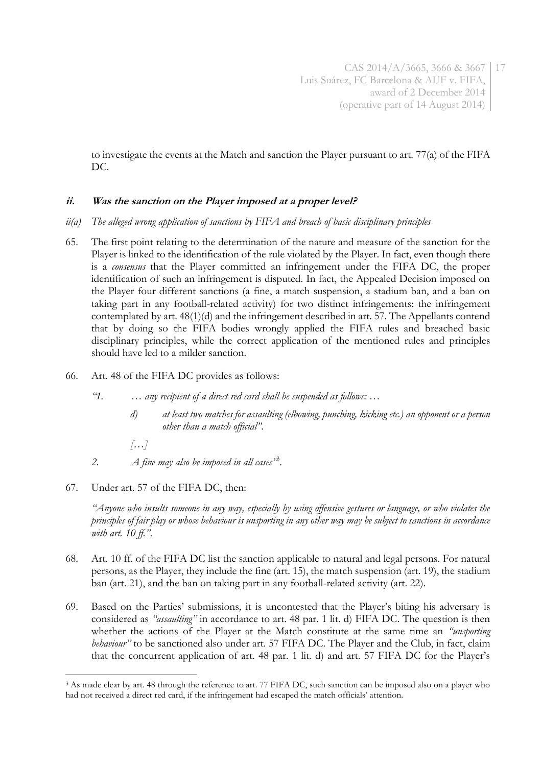to investigate the events at the Match and sanction the Player pursuant to art. 77(a) of the FIFA DC.

### ii. Was the sanction on the Player imposed at a proper level?

*ii(a) The alleged wrong application of sanctions by FIFA and breach of basic disciplinary principles*

65. The first point relating to the determination of the nature and measure of the sanction for the Player is linked to the identification of the rule violated by the Player. In fact, even though there is a *consensus* that the Player committed an infringement under the FIFA DC, the proper identification of such an infringement is disputed. In fact, the Appealed Decision imposed on the Player four different sanctions (a fine, a match suspension, a stadium ban, and a ban on taking part in any football-related activity) for two distinct infringements: the infringement contemplated by art. 48(1)(d) and the infringement described in art. 57. The Appellants contend that by doing so the FIFA bodies wrongly applied the FIFA rules and breached basic disciplinary principles, while the correct application of the mentioned rules and principles should have led to a milder sanction.

66. Art. 48 of the FIFA DC provides as follows:

   *"1. … any recipient of a direct red card shall be suspended as follows: …*

   *d) at least two matches for assaulting (elbowing, punching, kicking etc.) an opponent or a person other than a match official".*

   *[…]*

   *2. A fine may also be imposed in all cases"*[3].

67. Under art. 57 of the FIFA DC, then:

   *"Anyone who insults someone in any way, especially by using offensive gestures or language, or who violates the principles of fair play or whose behaviour is unsporting in any other way may be subject to sanctions in accordance with art. 10 ff.".*

68. Art. 10 ff. of the FIFA DC list the sanction applicable to natural and legal persons. For natural persons, as the Player, they include the fine (art. 15), the match suspension (art. 19), the stadium ban (art. 21), and the ban on taking part in any football-related activity (art. 22).

69. Based on the Parties' submissions, it is uncontested that the Player's biting his adversary is considered as *"assaulting"* in accordance to art. 48 par. 1 lit. d) FIFA DC. The question is then whether the actions of the Player at the Match constitute at the same time an *"unsporting behaviour"* to be sanctioned also under art. 57 FIFA DC. The Player and the Club, in fact, claim that the concurrent application of art. 48 par. 1 lit. d) and art. 57 FIFA DC for the Player's

---

[3] As made clear by art. 48 through the reference to art. 77 FIFA DC, such sanction can be imposed also on a player who had not received a direct red card, if the infringement had escaped the match officials' attention.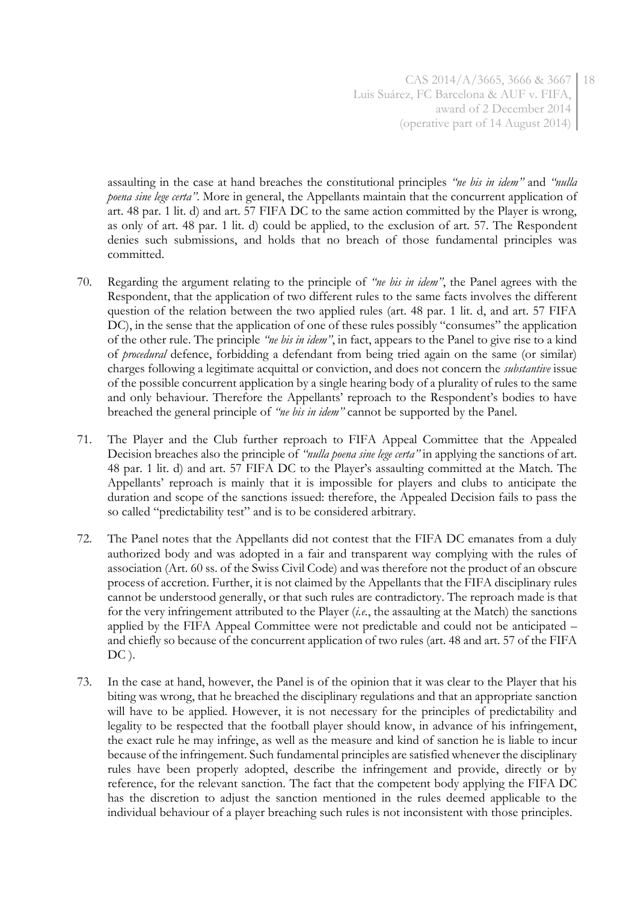assaulting in the case at hand breaches the constitutional principles *"ne bis in idem"* and *"nulla poena sine lege certa"*. More in general, the Appellants maintain that the concurrent application of art. 48 par. 1 lit. d) and art. 57 FIFA DC to the same action committed by the Player is wrong, as only of art. 48 par. 1 lit. d) could be applied, to the exclusion of art. 57. The Respondent denies such submissions, and holds that no breach of those fundamental principles was committed.

70. Regarding the argument relating to the principle of *"ne bis in idem"*, the Panel agrees with the Respondent, that the application of two different rules to the same facts involves the different question of the relation between the two applied rules (art. 48 par. 1 lit. d, and art. 57 FIFA DC), in the sense that the application of one of these rules possibly "consumes" the application of the other rule. The principle *"ne bis in idem"*, in fact, appears to the Panel to give rise to a kind of *procedural* defence, forbidding a defendant from being tried again on the same (or similar) charges following a legitimate acquittal or conviction, and does not concern the *substantive* issue of the possible concurrent application by a single hearing body of a plurality of rules to the same and only behaviour. Therefore the Appellants' reproach to the Respondent's bodies to have breached the general principle of *"ne bis in idem"* cannot be supported by the Panel.

71. The Player and the Club further reproach to FIFA Appeal Committee that the Appealed Decision breaches also the principle of *"nulla poena sine lege certa"* in applying the sanctions of art. 48 par. 1 lit. d) and art. 57 FIFA DC to the Player's assaulting committed at the Match. The Appellants' reproach is mainly that it is impossible for players and clubs to anticipate the duration and scope of the sanctions issued: therefore, the Appealed Decision fails to pass the so called "predictability test" and is to be considered arbitrary.

72. The Panel notes that the Appellants did not contest that the FIFA DC emanates from a duly authorized body and was adopted in a fair and transparent way complying with the rules of association (Art. 60 ss. of the Swiss Civil Code) and was therefore not the product of an obscure process of accretion. Further, it is not claimed by the Appellants that the FIFA disciplinary rules cannot be understood generally, or that such rules are contradictory. The reproach made is that for the very infringement attributed to the Player (*i.e.*, the assaulting at the Match) the sanctions applied by the FIFA Appeal Committee were not predictable and could not be anticipated – and chiefly so because of the concurrent application of two rules (art. 48 and art. 57 of the FIFA DC ).

73. In the case at hand, however, the Panel is of the opinion that it was clear to the Player that his biting was wrong, that he breached the disciplinary regulations and that an appropriate sanction will have to be applied. However, it is not necessary for the principles of predictability and legality to be respected that the football player should know, in advance of his infringement, the exact rule he may infringe, as well as the measure and kind of sanction he is liable to incur because of the infringement. Such fundamental principles are satisfied whenever the disciplinary rules have been properly adopted, describe the infringement and provide, directly or by reference, for the relevant sanction. The fact that the competent body applying the FIFA DC has the discretion to adjust the sanction mentioned in the rules deemed applicable to the individual behaviour of a player breaching such rules is not inconsistent with those principles.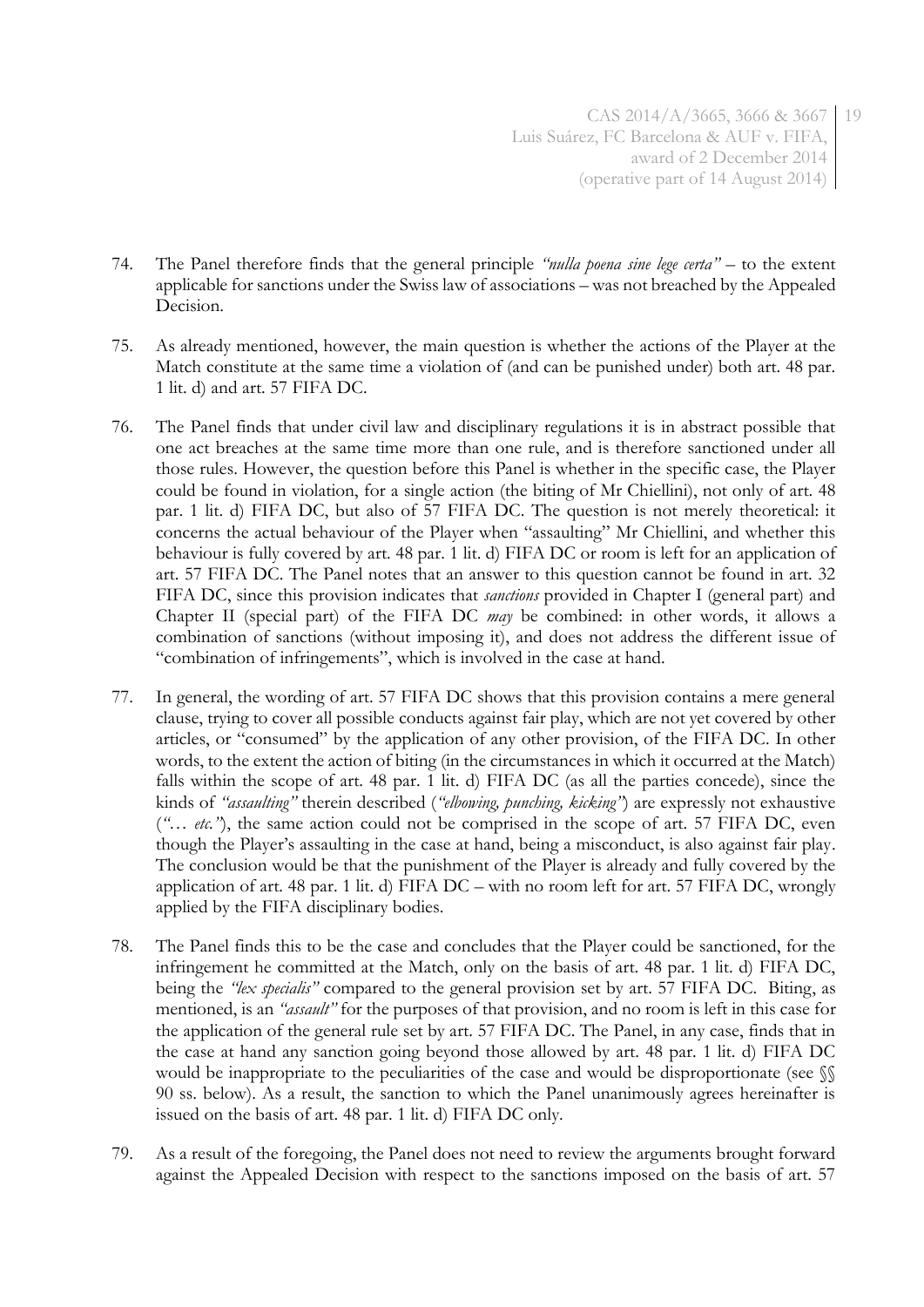74. The Panel therefore finds that the general principle *"nulla poena sine lege certa"* – to the extent applicable for sanctions under the Swiss law of associations – was not breached by the Appealed Decision.

75. As already mentioned, however, the main question is whether the actions of the Player at the Match constitute at the same time a violation of (and can be punished under) both art. 48 par. 1 lit. d) and art. 57 FIFA DC.

76. The Panel finds that under civil law and disciplinary regulations it is in abstract possible that one act breaches at the same time more than one rule, and is therefore sanctioned under all those rules. However, the question before this Panel is whether in the specific case, the Player could be found in violation, for a single action (the biting of Mr Chiellini), not only of art. 48 par. 1 lit. d) FIFA DC, but also of 57 FIFA DC. The question is not merely theoretical: it concerns the actual behaviour of the Player when "assaulting" Mr Chiellini, and whether this behaviour is fully covered by art. 48 par. 1 lit. d) FIFA DC or room is left for an application of art. 57 FIFA DC. The Panel notes that an answer to this question cannot be found in art. 32 FIFA DC, since this provision indicates that *sanctions* provided in Chapter I (general part) and Chapter II (special part) of the FIFA DC *may* be combined: in other words, it allows a combination of sanctions (without imposing it), and does not address the different issue of "combination of infringements", which is involved in the case at hand.

77. In general, the wording of art. 57 FIFA DC shows that this provision contains a mere general clause, trying to cover all possible conducts against fair play, which are not yet covered by other articles, or "consumed" by the application of any other provision, of the FIFA DC. In other words, to the extent the action of biting (in the circumstances in which it occurred at the Match) falls within the scope of art. 48 par. 1 lit. d) FIFA DC (as all the parties concede), since the kinds of *"assaulting"* therein described (*"elbowing, punching, kicking"*) are expressly not exhaustive (*"… etc."*), the same action could not be comprised in the scope of art. 57 FIFA DC, even though the Player's assaulting in the case at hand, being a misconduct, is also against fair play. The conclusion would be that the punishment of the Player is already and fully covered by the application of art. 48 par. 1 lit. d) FIFA DC – with no room left for art. 57 FIFA DC, wrongly applied by the FIFA disciplinary bodies.

78. The Panel finds this to be the case and concludes that the Player could be sanctioned, for the infringement he committed at the Match, only on the basis of art. 48 par. 1 lit. d) FIFA DC, being the *"lex specialis"* compared to the general provision set by art. 57 FIFA DC. Biting, as mentioned, is an *"assault"* for the purposes of that provision, and no room is left in this case for the application of the general rule set by art. 57 FIFA DC. The Panel, in any case, finds that in the case at hand any sanction going beyond those allowed by art. 48 par. 1 lit. d) FIFA DC would be inappropriate to the peculiarities of the case and would be disproportionate (see §§ 90 ss. below). As a result, the sanction to which the Panel unanimously agrees hereinafter is issued on the basis of art. 48 par. 1 lit. d) FIFA DC only.

79. As a result of the foregoing, the Panel does not need to review the arguments brought forward against the Appealed Decision with respect to the sanctions imposed on the basis of art. 57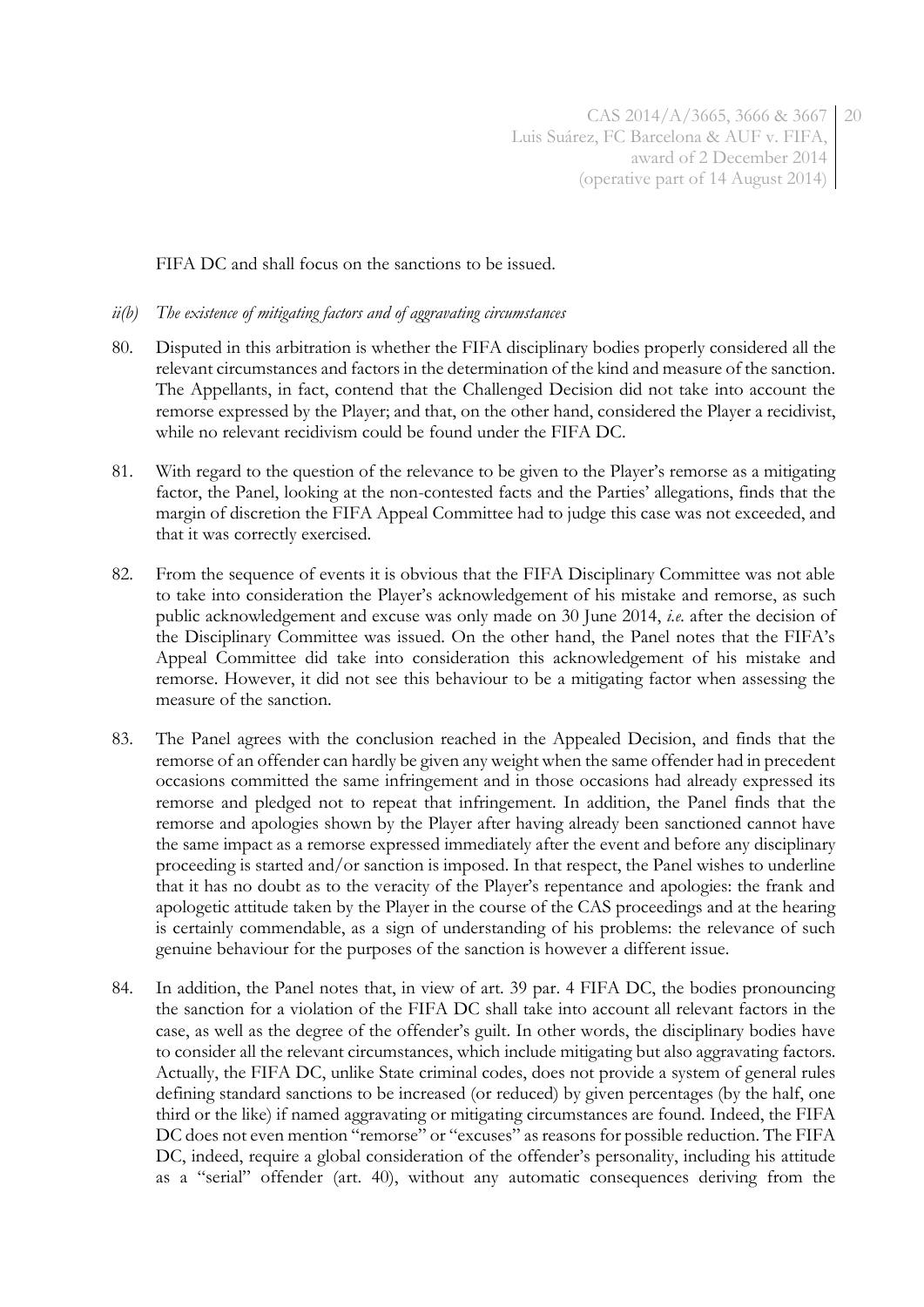FIFA DC and shall focus on the sanctions to be issued.

*ii(b) The existence of mitigating factors and of aggravating circumstances*

80. Disputed in this arbitration is whether the FIFA disciplinary bodies properly considered all the relevant circumstances and factors in the determination of the kind and measure of the sanction. The Appellants, in fact, contend that the Challenged Decision did not take into account the remorse expressed by the Player; and that, on the other hand, considered the Player a recidivist, while no relevant recidivism could be found under the FIFA DC.

81. With regard to the question of the relevance to be given to the Player's remorse as a mitigating factor, the Panel, looking at the non-contested facts and the Parties' allegations, finds that the margin of discretion the FIFA Appeal Committee had to judge this case was not exceeded, and that it was correctly exercised.

82. From the sequence of events it is obvious that the FIFA Disciplinary Committee was not able to take into consideration the Player's acknowledgement of his mistake and remorse, as such public acknowledgement and excuse was only made on 30 June 2014, *i.e.* after the decision of the Disciplinary Committee was issued. On the other hand, the Panel notes that the FIFA's Appeal Committee did take into consideration this acknowledgement of his mistake and remorse. However, it did not see this behaviour to be a mitigating factor when assessing the measure of the sanction.

83. The Panel agrees with the conclusion reached in the Appealed Decision, and finds that the remorse of an offender can hardly be given any weight when the same offender had in precedent occasions committed the same infringement and in those occasions had already expressed its remorse and pledged not to repeat that infringement. In addition, the Panel finds that the remorse and apologies shown by the Player after having already been sanctioned cannot have the same impact as a remorse expressed immediately after the event and before any disciplinary proceeding is started and/or sanction is imposed. In that respect, the Panel wishes to underline that it has no doubt as to the veracity of the Player's repentance and apologies: the frank and apologetic attitude taken by the Player in the course of the CAS proceedings and at the hearing is certainly commendable, as a sign of understanding of his problems: the relevance of such genuine behaviour for the purposes of the sanction is however a different issue.

84. In addition, the Panel notes that, in view of art. 39 par. 4 FIFA DC, the bodies pronouncing the sanction for a violation of the FIFA DC shall take into account all relevant factors in the case, as well as the degree of the offender's guilt. In other words, the disciplinary bodies have to consider all the relevant circumstances, which include mitigating but also aggravating factors. Actually, the FIFA DC, unlike State criminal codes, does not provide a system of general rules defining standard sanctions to be increased (or reduced) by given percentages (by the half, one third or the like) if named aggravating or mitigating circumstances are found. Indeed, the FIFA DC does not even mention "remorse" or "excuses" as reasons for possible reduction. The FIFA DC, indeed, require a global consideration of the offender's personality, including his attitude as a "serial" offender (art. 40), without any automatic consequences deriving from the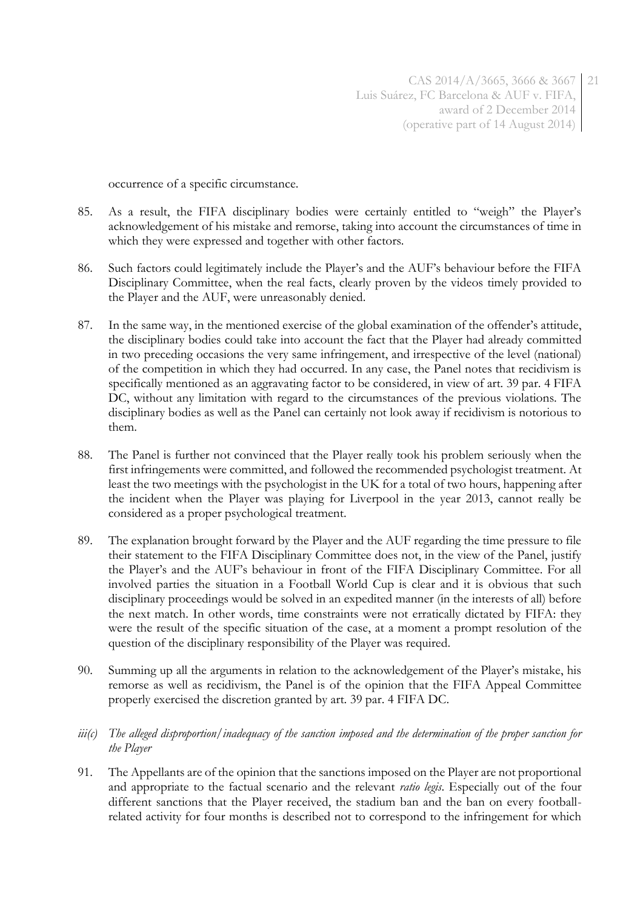occurrence of a specific circumstance.

85. As a result, the FIFA disciplinary bodies were certainly entitled to "weigh" the Player's acknowledgement of his mistake and remorse, taking into account the circumstances of time in which they were expressed and together with other factors.

86. Such factors could legitimately include the Player's and the AUF's behaviour before the FIFA Disciplinary Committee, when the real facts, clearly proven by the videos timely provided to the Player and the AUF, were unreasonably denied.

87. In the same way, in the mentioned exercise of the global examination of the offender's attitude, the disciplinary bodies could take into account the fact that the Player had already committed in two preceding occasions the very same infringement, and irrespective of the level (national) of the competition in which they had occurred. In any case, the Panel notes that recidivism is specifically mentioned as an aggravating factor to be considered, in view of art. 39 par. 4 FIFA DC, without any limitation with regard to the circumstances of the previous violations. The disciplinary bodies as well as the Panel can certainly not look away if recidivism is notorious to them.

88. The Panel is further not convinced that the Player really took his problem seriously when the first infringements were committed, and followed the recommended psychologist treatment. At least the two meetings with the psychologist in the UK for a total of two hours, happening after the incident when the Player was playing for Liverpool in the year 2013, cannot really be considered as a proper psychological treatment.

89. The explanation brought forward by the Player and the AUF regarding the time pressure to file their statement to the FIFA Disciplinary Committee does not, in the view of the Panel, justify the Player's and the AUF's behaviour in front of the FIFA Disciplinary Committee. For all involved parties the situation in a Football World Cup is clear and it is obvious that such disciplinary proceedings would be solved in an expedited manner (in the interests of all) before the next match. In other words, time constraints were not erratically dictated by FIFA: they were the result of the specific situation of the case, at a moment a prompt resolution of the question of the disciplinary responsibility of the Player was required.

90. Summing up all the arguments in relation to the acknowledgement of the Player's mistake, his remorse as well as recidivism, the Panel is of the opinion that the FIFA Appeal Committee properly exercised the discretion granted by art. 39 par. 4 FIFA DC.

*iii(c) The alleged disproportion/inadequacy of the sanction imposed and the determination of the proper sanction for the Player*

91. The Appellants are of the opinion that the sanctions imposed on the Player are not proportional and appropriate to the factual scenario and the relevant *ratio legis*. Especially out of the four different sanctions that the Player received, the stadium ban and the ban on every football-related activity for four months is described not to correspond to the infringement for which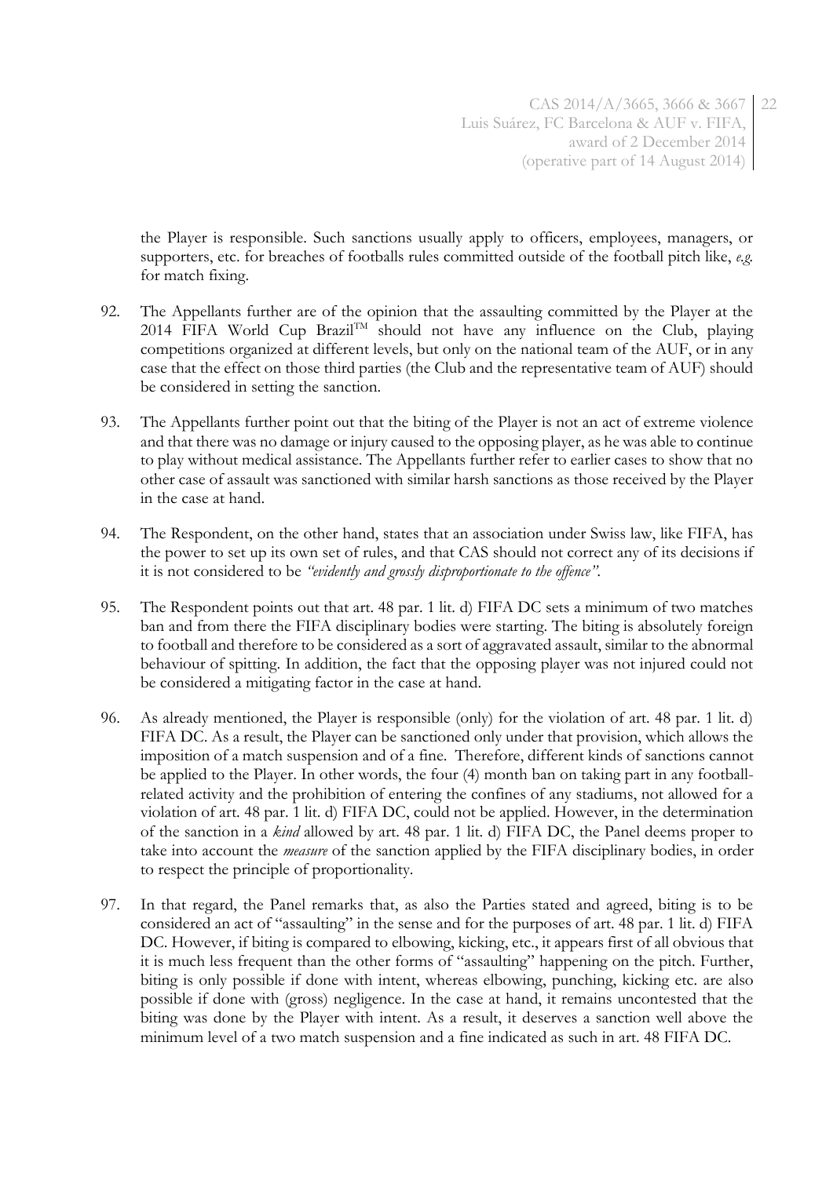the Player is responsible. Such sanctions usually apply to officers, employees, managers, or supporters, etc. for breaches of footballs rules committed outside of the football pitch like, *e.g.* for match fixing.

92. The Appellants further are of the opinion that the assaulting committed by the Player at the 2014 FIFA World Cup Brazil™ should not have any influence on the Club, playing competitions organized at different levels, but only on the national team of the AUF, or in any case that the effect on those third parties (the Club and the representative team of AUF) should be considered in setting the sanction.

93. The Appellants further point out that the biting of the Player is not an act of extreme violence and that there was no damage or injury caused to the opposing player, as he was able to continue to play without medical assistance. The Appellants further refer to earlier cases to show that no other case of assault was sanctioned with similar harsh sanctions as those received by the Player in the case at hand.

94. The Respondent, on the other hand, states that an association under Swiss law, like FIFA, has the power to set up its own set of rules, and that CAS should not correct any of its decisions if it is not considered to be *"evidently and grossly disproportionate to the offence"*.

95. The Respondent points out that art. 48 par. 1 lit. d) FIFA DC sets a minimum of two matches ban and from there the FIFA disciplinary bodies were starting. The biting is absolutely foreign to football and therefore to be considered as a sort of aggravated assault, similar to the abnormal behaviour of spitting. In addition, the fact that the opposing player was not injured could not be considered a mitigating factor in the case at hand.

96. As already mentioned, the Player is responsible (only) for the violation of art. 48 par. 1 lit. d) FIFA DC. As a result, the Player can be sanctioned only under that provision, which allows the imposition of a match suspension and of a fine. Therefore, different kinds of sanctions cannot be applied to the Player. In other words, the four (4) month ban on taking part in any football-related activity and the prohibition of entering the confines of any stadiums, not allowed for a violation of art. 48 par. 1 lit. d) FIFA DC, could not be applied. However, in the determination of the sanction in a *kind* allowed by art. 48 par. 1 lit. d) FIFA DC, the Panel deems proper to take into account the *measure* of the sanction applied by the FIFA disciplinary bodies, in order to respect the principle of proportionality.

97. In that regard, the Panel remarks that, as also the Parties stated and agreed, biting is to be considered an act of "assaulting" in the sense and for the purposes of art. 48 par. 1 lit. d) FIFA DC. However, if biting is compared to elbowing, kicking, etc., it appears first of all obvious that it is much less frequent than the other forms of "assaulting" happening on the pitch. Further, biting is only possible if done with intent, whereas elbowing, punching, kicking etc. are also possible if done with (gross) negligence. In the case at hand, it remains uncontested that the biting was done by the Player with intent. As a result, it deserves a sanction well above the minimum level of a two match suspension and a fine indicated as such in art. 48 FIFA DC.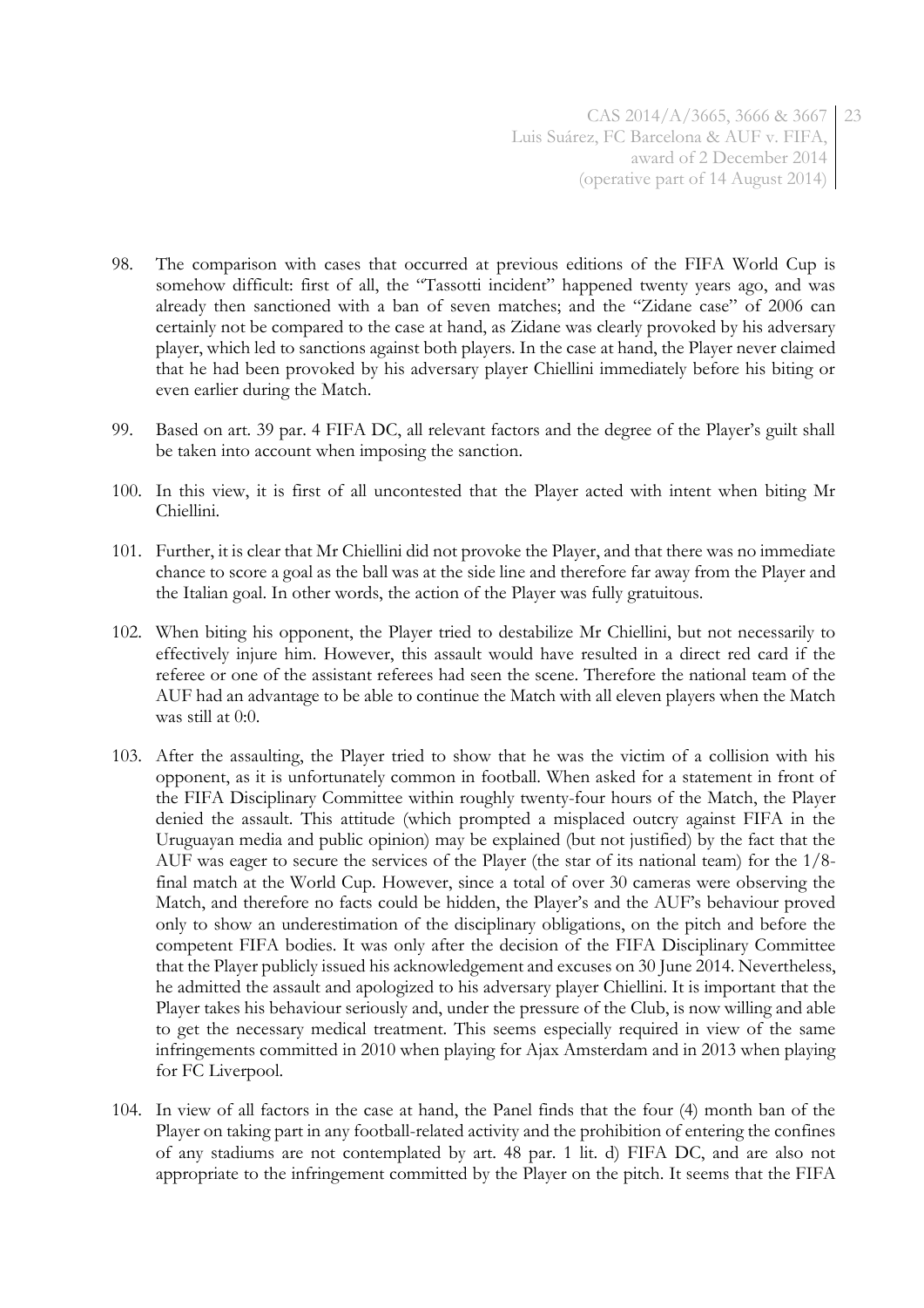98. The comparison with cases that occurred at previous editions of the FIFA World Cup is somehow difficult: first of all, the "Tassotti incident" happened twenty years ago, and was already then sanctioned with a ban of seven matches; and the "Zidane case" of 2006 can certainly not be compared to the case at hand, as Zidane was clearly provoked by his adversary player, which led to sanctions against both players. In the case at hand, the Player never claimed that he had been provoked by his adversary player Chiellini immediately before his biting or even earlier during the Match.

99. Based on art. 39 par. 4 FIFA DC, all relevant factors and the degree of the Player's guilt shall be taken into account when imposing the sanction.

100. In this view, it is first of all uncontested that the Player acted with intent when biting Mr Chiellini.

101. Further, it is clear that Mr Chiellini did not provoke the Player, and that there was no immediate chance to score a goal as the ball was at the side line and therefore far away from the Player and the Italian goal. In other words, the action of the Player was fully gratuitous.

102. When biting his opponent, the Player tried to destabilize Mr Chiellini, but not necessarily to effectively injure him. However, this assault would have resulted in a direct red card if the referee or one of the assistant referees had seen the scene. Therefore the national team of the AUF had an advantage to be able to continue the Match with all eleven players when the Match was still at 0:0.

103. After the assaulting, the Player tried to show that he was the victim of a collision with his opponent, as it is unfortunately common in football. When asked for a statement in front of the FIFA Disciplinary Committee within roughly twenty-four hours of the Match, the Player denied the assault. This attitude (which prompted a misplaced outcry against FIFA in the Uruguayan media and public opinion) may be explained (but not justified) by the fact that the AUF was eager to secure the services of the Player (the star of its national team) for the 1/8-final match at the World Cup. However, since a total of over 30 cameras were observing the Match, and therefore no facts could be hidden, the Player's and the AUF's behaviour proved only to show an underestimation of the disciplinary obligations, on the pitch and before the competent FIFA bodies. It was only after the decision of the FIFA Disciplinary Committee that the Player publicly issued his acknowledgement and excuses on 30 June 2014. Nevertheless, he admitted the assault and apologized to his adversary player Chiellini. It is important that the Player takes his behaviour seriously and, under the pressure of the Club, is now willing and able to get the necessary medical treatment. This seems especially required in view of the same infringements committed in 2010 when playing for Ajax Amsterdam and in 2013 when playing for FC Liverpool.

104. In view of all factors in the case at hand, the Panel finds that the four (4) month ban of the Player on taking part in any football-related activity and the prohibition of entering the confines of any stadiums are not contemplated by art. 48 par. 1 lit. d) FIFA DC, and are also not appropriate to the infringement committed by the Player on the pitch. It seems that the FIFA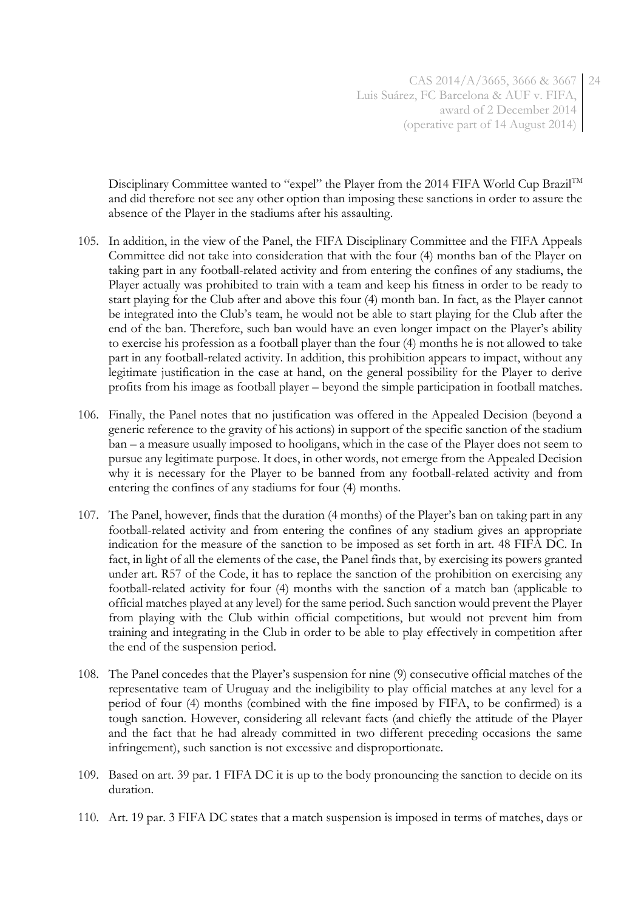Disciplinary Committee wanted to "expel" the Player from the 2014 FIFA World Cup Brazil™ and did therefore not see any other option than imposing these sanctions in order to assure the absence of the Player in the stadiums after his assaulting.

105. In addition, in the view of the Panel, the FIFA Disciplinary Committee and the FIFA Appeals Committee did not take into consideration that with the four (4) months ban of the Player on taking part in any football-related activity and from entering the confines of any stadiums, the Player actually was prohibited to train with a team and keep his fitness in order to be ready to start playing for the Club after and above this four (4) month ban. In fact, as the Player cannot be integrated into the Club's team, he would not be able to start playing for the Club after the end of the ban. Therefore, such ban would have an even longer impact on the Player's ability to exercise his profession as a football player than the four (4) months he is not allowed to take part in any football-related activity. In addition, this prohibition appears to impact, without any legitimate justification in the case at hand, on the general possibility for the Player to derive profits from his image as football player – beyond the simple participation in football matches.

106. Finally, the Panel notes that no justification was offered in the Appealed Decision (beyond a generic reference to the gravity of his actions) in support of the specific sanction of the stadium ban – a measure usually imposed to hooligans, which in the case of the Player does not seem to pursue any legitimate purpose. It does, in other words, not emerge from the Appealed Decision why it is necessary for the Player to be banned from any football-related activity and from entering the confines of any stadiums for four (4) months.

107. The Panel, however, finds that the duration (4 months) of the Player's ban on taking part in any football-related activity and from entering the confines of any stadium gives an appropriate indication for the measure of the sanction to be imposed as set forth in art. 48 FIFA DC. In fact, in light of all the elements of the case, the Panel finds that, by exercising its powers granted under art. R57 of the Code, it has to replace the sanction of the prohibition on exercising any football-related activity for four (4) months with the sanction of a match ban (applicable to official matches played at any level) for the same period. Such sanction would prevent the Player from playing with the Club within official competitions, but would not prevent him from training and integrating in the Club in order to be able to play effectively in competition after the end of the suspension period.

108. The Panel concedes that the Player's suspension for nine (9) consecutive official matches of the representative team of Uruguay and the ineligibility to play official matches at any level for a period of four (4) months (combined with the fine imposed by FIFA, to be confirmed) is a tough sanction. However, considering all relevant facts (and chiefly the attitude of the Player and the fact that he had already committed in two different preceding occasions the same infringement), such sanction is not excessive and disproportionate.

109. Based on art. 39 par. 1 FIFA DC it is up to the body pronouncing the sanction to decide on its duration.

110. Art. 19 par. 3 FIFA DC states that a match suspension is imposed in terms of matches, days or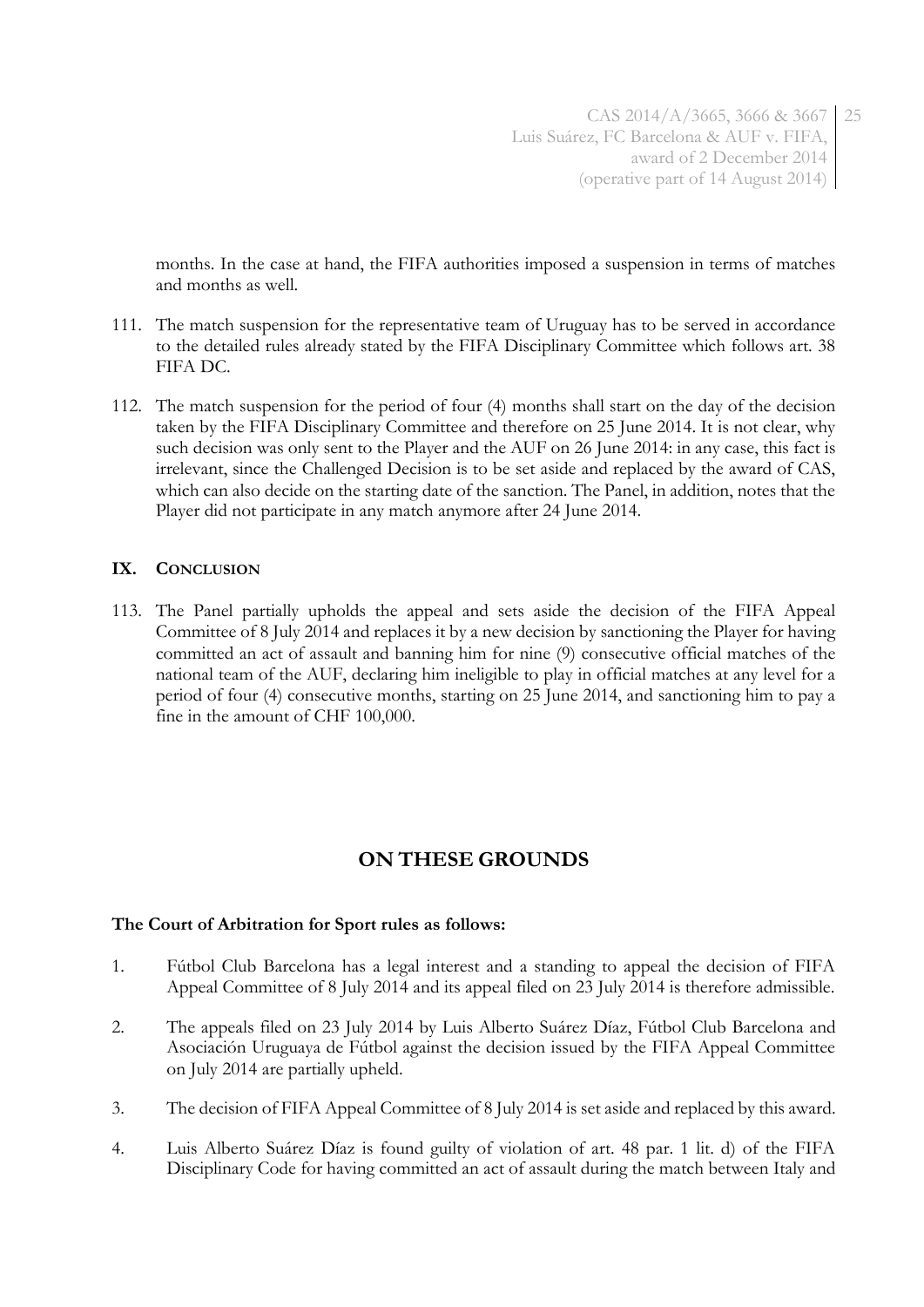months. In the case at hand, the FIFA authorities imposed a suspension in terms of matches and months as well.

111. The match suspension for the representative team of Uruguay has to be served in accordance to the detailed rules already stated by the FIFA Disciplinary Committee which follows art. 38 FIFA DC.

112. The match suspension for the period of four (4) months shall start on the day of the decision taken by the FIFA Disciplinary Committee and therefore on 25 June 2014. It is not clear, why such decision was only sent to the Player and the AUF on 26 June 2014: in any case, this fact is irrelevant, since the Challenged Decision is to be set aside and replaced by the award of CAS, which can also decide on the starting date of the sanction. The Panel, in addition, notes that the Player did not participate in any match anymore after 24 June 2014.

## IX. CONCLUSION

113. The Panel partially upholds the appeal and sets aside the decision of the FIFA Appeal Committee of 8 July 2014 and replaces it by a new decision by sanctioning the Player for having committed an act of assault and banning him for nine (9) consecutive official matches of the national team of the AUF, declaring him ineligible to play in official matches at any level for a period of four (4) consecutive months, starting on 25 June 2014, and sanctioning him to pay a fine in the amount of CHF 100,000.

## ON THESE GROUNDS

**The Court of Arbitration for Sport rules as follows:**

1. Fútbol Club Barcelona has a legal interest and a standing to appeal the decision of FIFA Appeal Committee of 8 July 2014 and its appeal filed on 23 July 2014 is therefore admissible.

2. The appeals filed on 23 July 2014 by Luis Alberto Suárez Díaz, Fútbol Club Barcelona and Asociación Uruguaya de Fútbol against the decision issued by the FIFA Appeal Committee on July 2014 are partially upheld.

3. The decision of FIFA Appeal Committee of 8 July 2014 is set aside and replaced by this award.

4. Luis Alberto Suárez Díaz is found guilty of violation of art. 48 par. 1 lit. d) of the FIFA Disciplinary Code for having committed an act of assault during the match between Italy and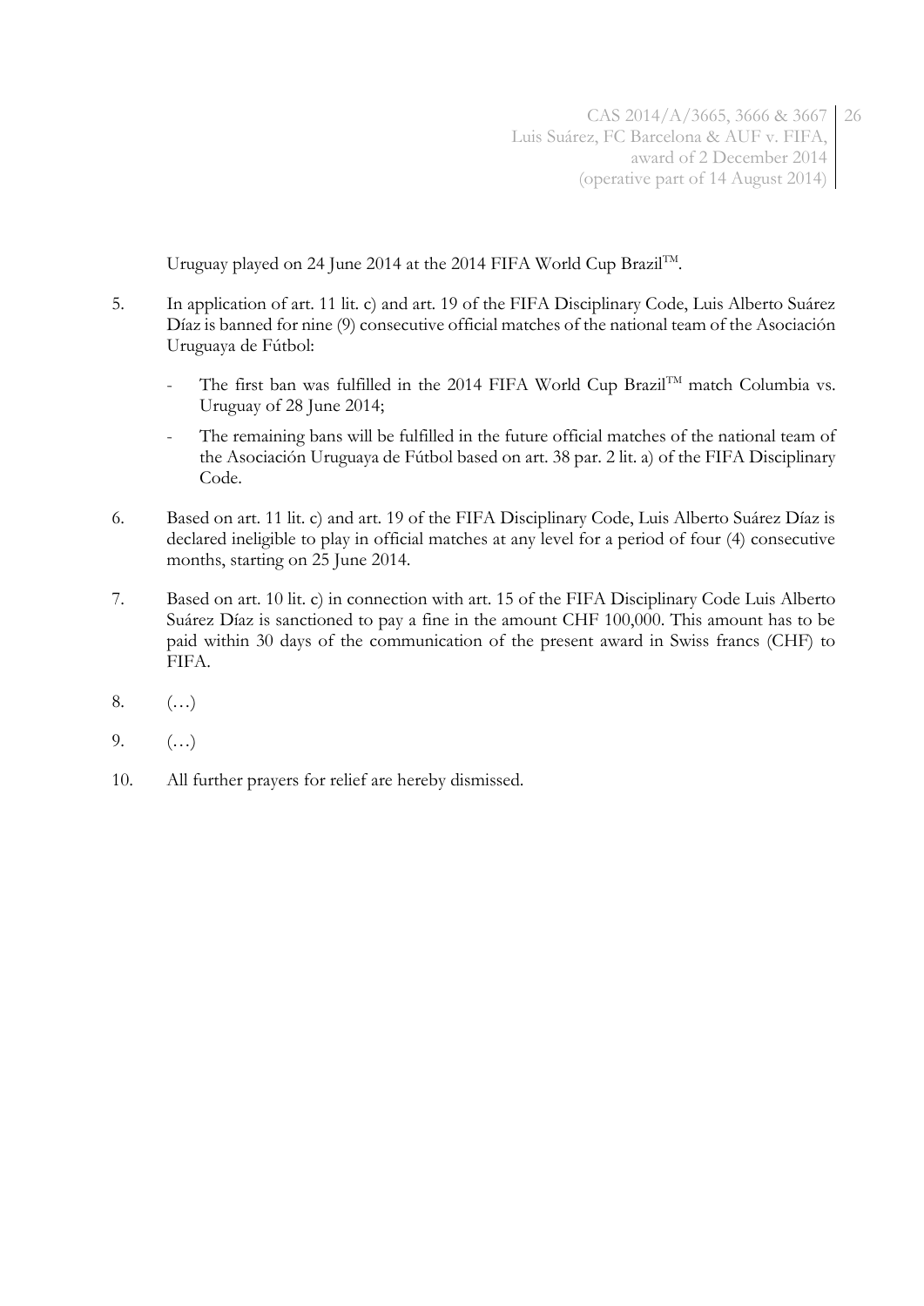Uruguay played on 24 June 2014 at the 2014 FIFA World Cup Brazil™.

5. In application of art. 11 lit. c) and art. 19 of the FIFA Disciplinary Code, Luis Alberto Suárez Díaz is banned for nine (9) consecutive official matches of the national team of the Asociación Uruguaya de Fútbol:

   - The first ban was fulfilled in the 2014 FIFA World Cup Brazil™ match Columbia vs. Uruguay of 28 June 2014;
   - The remaining bans will be fulfilled in the future official matches of the national team of the Asociación Uruguaya de Fútbol based on art. 38 par. 2 lit. a) of the FIFA Disciplinary Code.

6. Based on art. 11 lit. c) and art. 19 of the FIFA Disciplinary Code, Luis Alberto Suárez Díaz is declared ineligible to play in official matches at any level for a period of four (4) consecutive months, starting on 25 June 2014.

7. Based on art. 10 lit. c) in connection with art. 15 of the FIFA Disciplinary Code Luis Alberto Suárez Díaz is sanctioned to pay a fine in the amount CHF 100,000. This amount has to be paid within 30 days of the communication of the present award in Swiss francs (CHF) to FIFA.

8. (…)

9. (…)

10. All further prayers for relief are hereby dismissed.